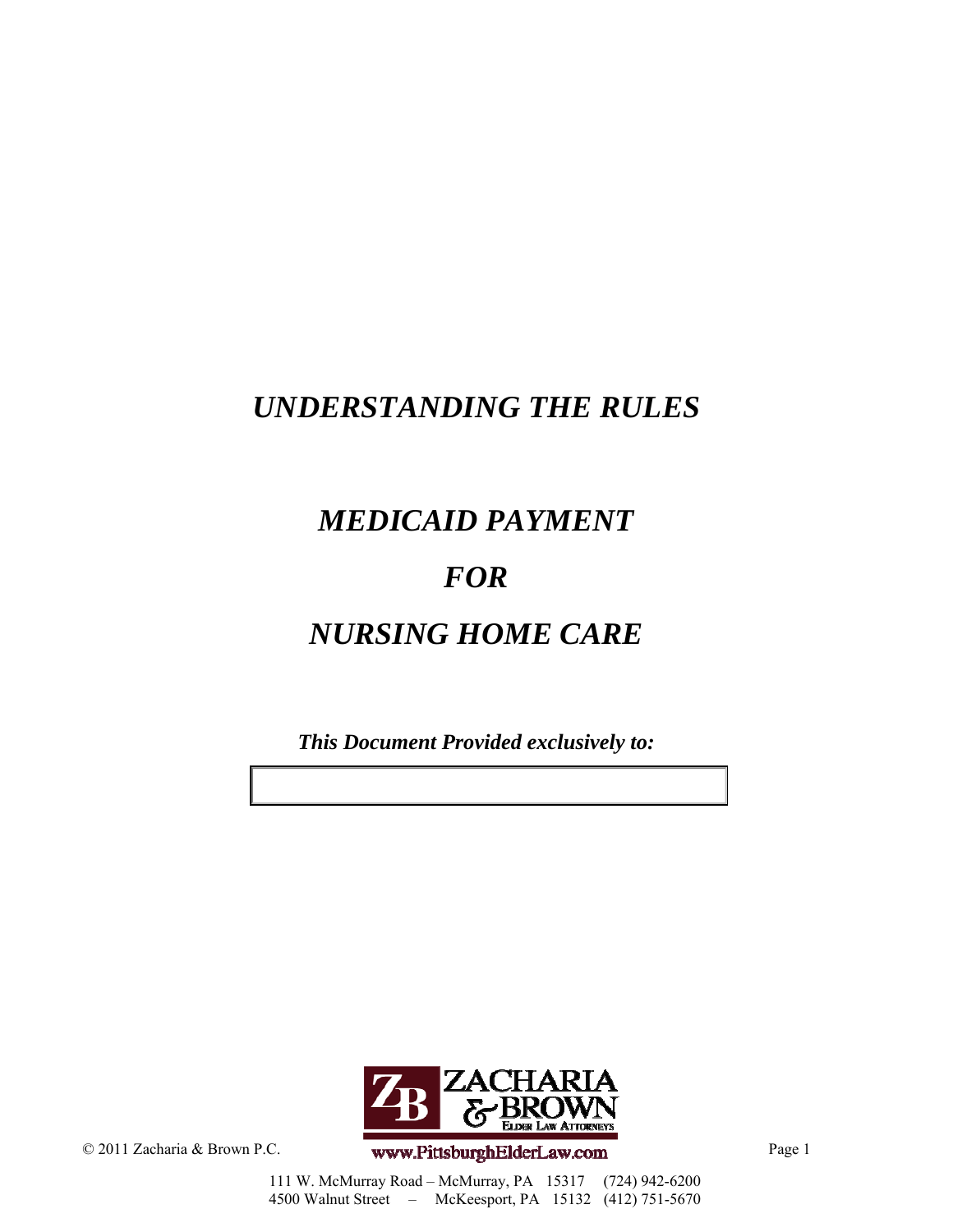# *UNDERSTANDING THE RULES*

# *MEDICAID PAYMENT*

# *FOR*

# *NURSING HOME CARE*

***This Document Provided exclusively to:***

ZACHARIA & BROWN
ELDER LAW ATTORNEYS

www.PittsburghElderLaw.com

© 2011 Zacharia & Brown P.C.

111 W. McMurray Road – McMurray, PA 15317 (724) 942-6200
4500 Walnut Street – McKeesport, PA 15132 (412) 751-5670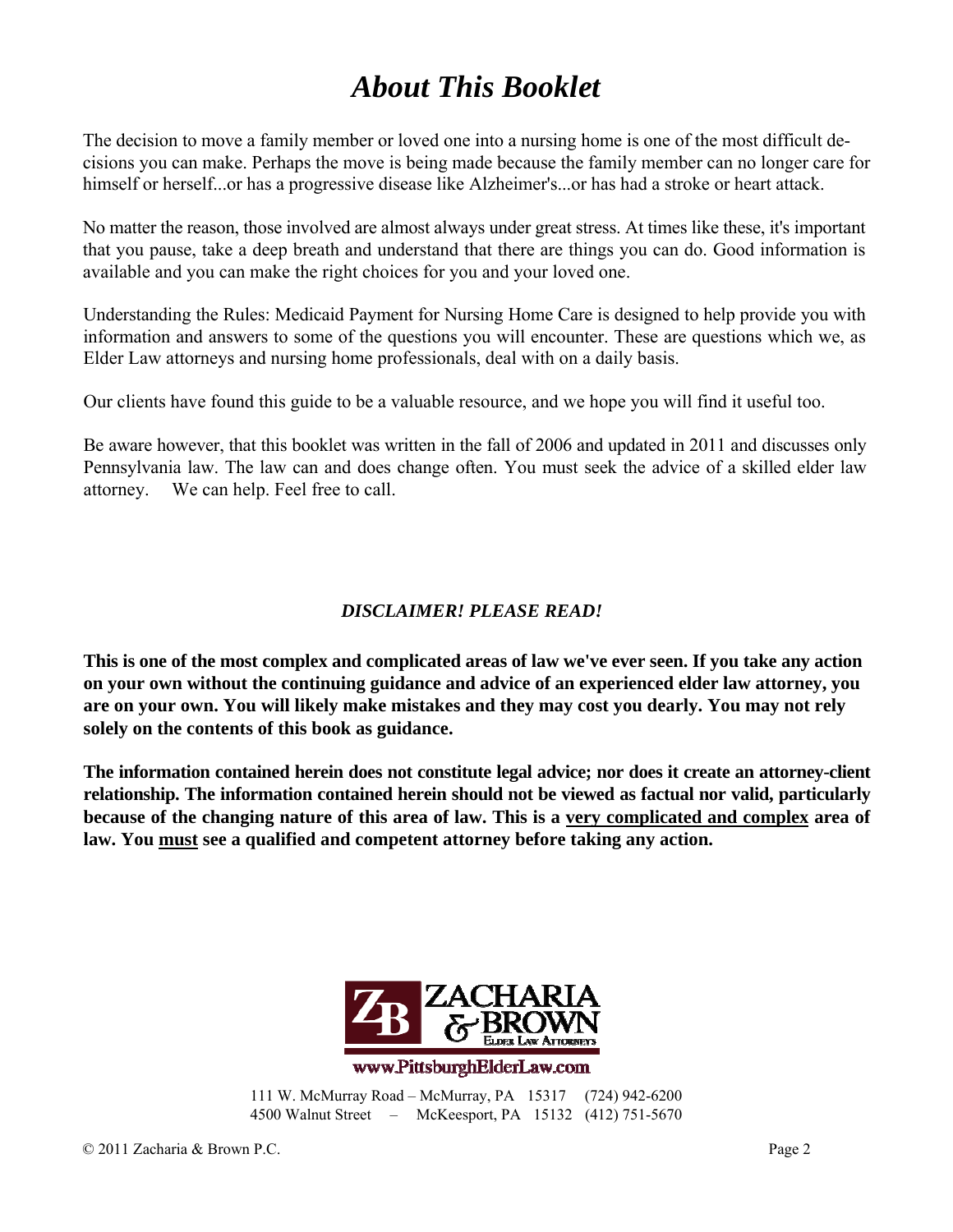# *About This Booklet*

The decision to move a family member or loved one into a nursing home is one of the most difficult decisions you can make. Perhaps the move is being made because the family member can no longer care for himself or herself...or has a progressive disease like Alzheimer's...or has had a stroke or heart attack.

No matter the reason, those involved are almost always under great stress. At times like these, it's important that you pause, take a deep breath and understand that there are things you can do. Good information is available and you can make the right choices for you and your loved one.

Understanding the Rules: Medicaid Payment for Nursing Home Care is designed to help provide you with information and answers to some of the questions you will encounter. These are questions which we, as Elder Law attorneys and nursing home professionals, deal with on a daily basis.

Our clients have found this guide to be a valuable resource, and we hope you will find it useful too.

Be aware however, that this booklet was written in the fall of 2006 and updated in 2011 and discusses only Pennsylvania law. The law can and does change often. You must seek the advice of a skilled elder law attorney. We can help. Feel free to call.

***DISCLAIMER! PLEASE READ!***

**This is one of the most complex and complicated areas of law we've ever seen. If you take any action on your own without the continuing guidance and advice of an experienced elder law attorney, you are on your own. You will likely make mistakes and they may cost you dearly. You may not rely solely on the contents of this book as guidance.**

**The information contained herein does not constitute legal advice; nor does it create an attorney-client relationship. The information contained herein should not be viewed as factual nor valid, particularly because of the changing nature of this area of law. This is a <u>very complicated and complex</u> area of law. You <u>must</u> see a qualified and competent attorney before taking any action.**

ZACHARIA & BROWN
ELDER LAW ATTORNEYS

www.PittsburghElderLaw.com

111 W. McMurray Road – McMurray, PA 15317 (724) 942-6200
4500 Walnut Street – McKeesport, PA 15132 (412) 751-5670

© 2011 Zacharia & Brown P.C.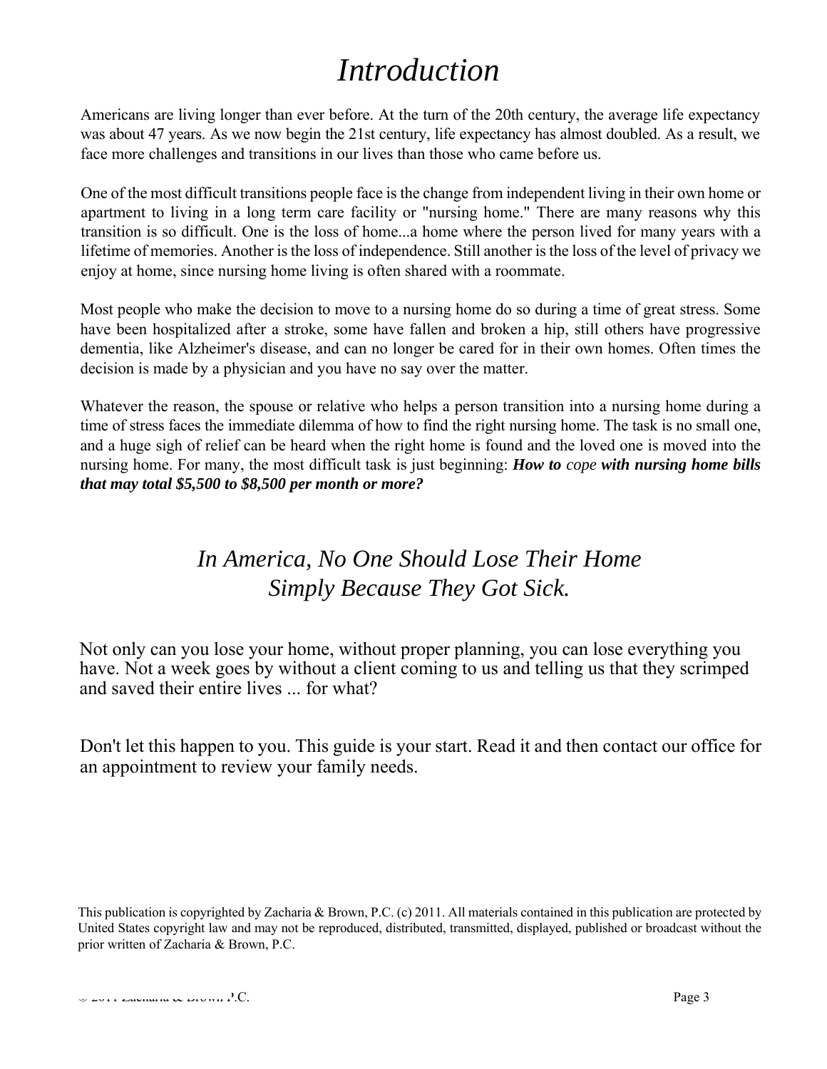# *Introduction*

Americans are living longer than ever before. At the turn of the 20th century, the average life expectancy was about 47 years. As we now begin the 21st century, life expectancy has almost doubled. As a result, we face more challenges and transitions in our lives than those who came before us.

One of the most difficult transitions people face is the change from independent living in their own home or apartment to living in a long term care facility or "nursing home." There are many reasons why this transition is so difficult. One is the loss of home...a home where the person lived for many years with a lifetime of memories. Another is the loss of independence. Still another is the loss of the level of privacy we enjoy at home, since nursing home living is often shared with a roommate.

Most people who make the decision to move to a nursing home do so during a time of great stress. Some have been hospitalized after a stroke, some have fallen and broken a hip, still others have progressive dementia, like Alzheimer's disease, and can no longer be cared for in their own homes. Often times the decision is made by a physician and you have no say over the matter.

Whatever the reason, the spouse or relative who helps a person transition into a nursing home during a time of stress faces the immediate dilemma of how to find the right nursing home. The task is no small one, and a huge sigh of relief can be heard when the right home is found and the loved one is moved into the nursing home. For many, the most difficult task is just beginning: ***How to cope with nursing home bills that may total $5,500 to $8,500 per month or more?***

## *In America, No One Should Lose Their Home Simply Because They Got Sick.*

Not only can you lose your home, without proper planning, you can lose everything you have. Not a week goes by without a client coming to us and telling us that they scrimped and saved their entire lives ... for what?

Don't let this happen to you. This guide is your start. Read it and then contact our office for an appointment to review your family needs.

This publication is copyrighted by Zacharia & Brown, P.C. (c) 2011. All materials contained in this publication are protected by United States copyright law and may not be reproduced, distributed, transmitted, displayed, published or broadcast without the prior written of Zacharia & Brown, P.C.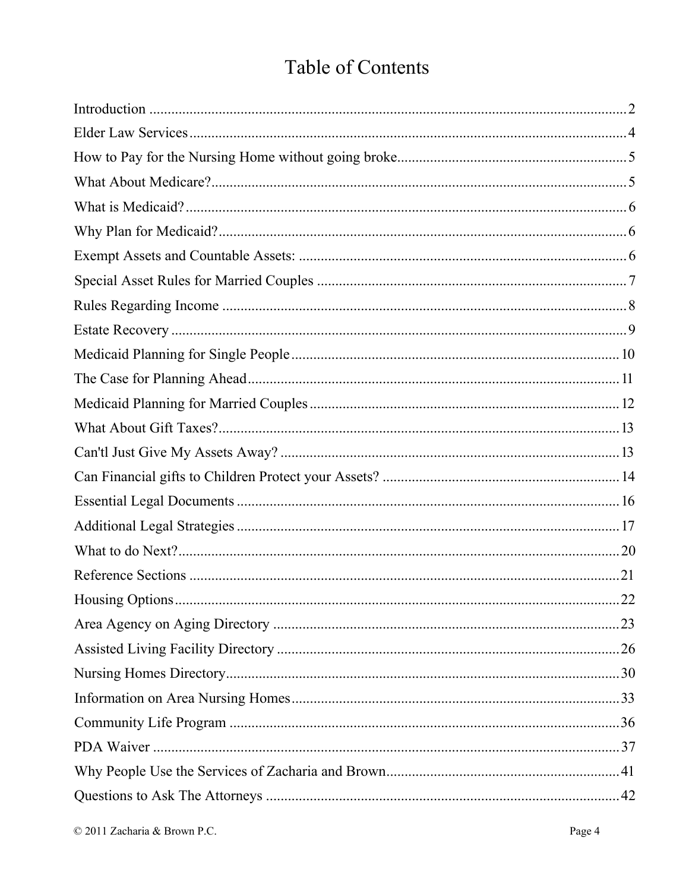# Table of Contents

Introduction .......... 2
Elder Law Services .......... 4
How to Pay for the Nursing Home without going broke .......... 5
What About Medicare? .......... 5
What is Medicaid? .......... 6
Why Plan for Medicaid? .......... 6
Exempt Assets and Countable Assets: .......... 6
Special Asset Rules for Married Couples .......... 7
Rules Regarding Income .......... 8
Estate Recovery .......... 9
Medicaid Planning for Single People .......... 10
The Case for Planning Ahead .......... 11
Medicaid Planning for Married Couples .......... 12
What About Gift Taxes? .......... 13
Can'tl Just Give My Assets Away? .......... 13
Can Financial gifts to Children Protect your Assets? .......... 14
Essential Legal Documents .......... 16
Additional Legal Strategies .......... 17
What to do Next? .......... 20
Reference Sections .......... 21
Housing Options .......... 22
Area Agency on Aging Directory .......... 23
Assisted Living Facility Directory .......... 26
Nursing Homes Directory .......... 30
Information on Area Nursing Homes .......... 33
Community Life Program .......... 36
PDA Waiver .......... 37
Why People Use the Services of Zacharia and Brown .......... 41
Questions to Ask The Attorneys .......... 42

© 2011 Zacharia & Brown P.C.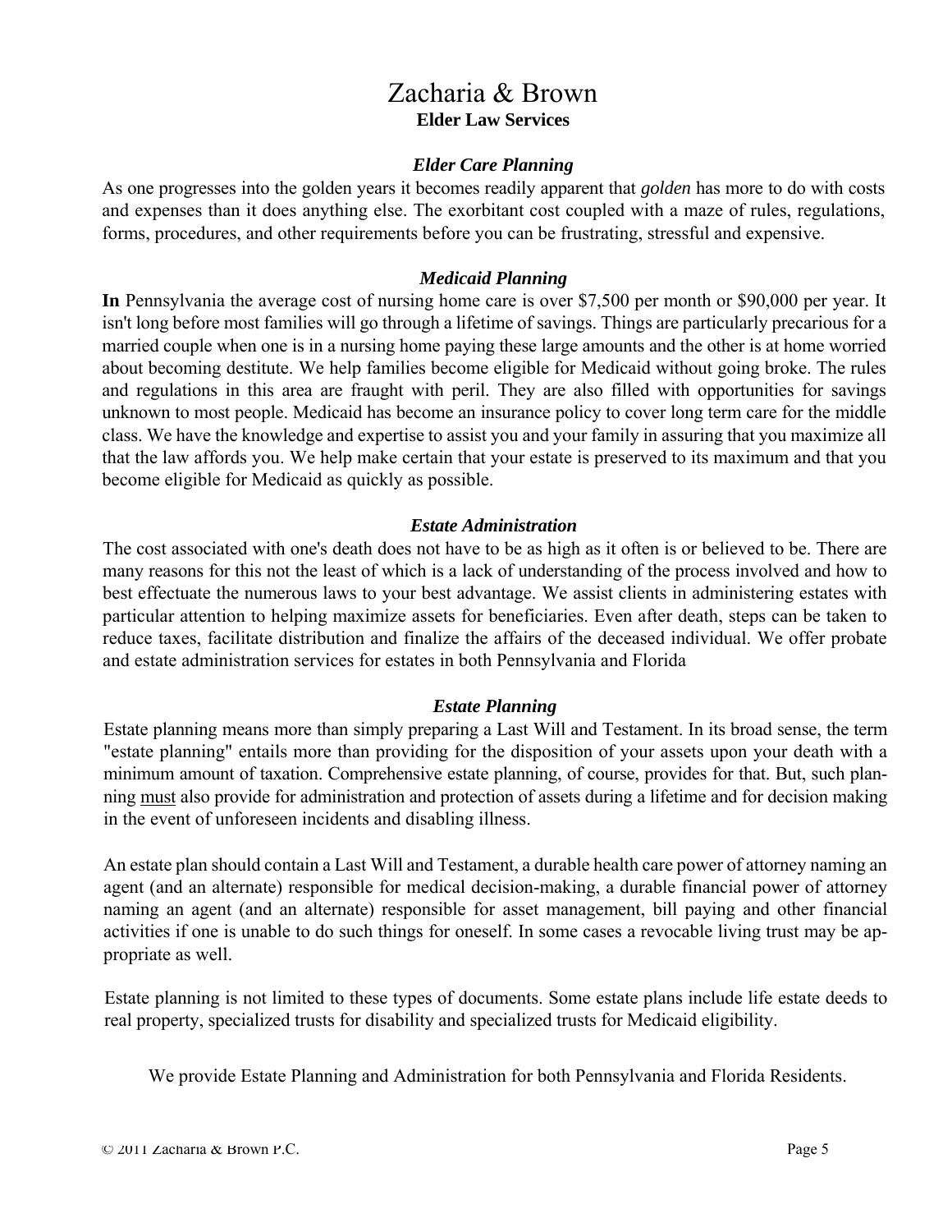# Zacharia & Brown

**Elder Law Services**

### *Elder Care Planning*

As one progresses into the golden years it becomes readily apparent that *golden* has more to do with costs and expenses than it does anything else. The exorbitant cost coupled with a maze of rules, regulations, forms, procedures, and other requirements before you can be frustrating, stressful and expensive.

### *Medicaid Planning*

**In** Pennsylvania the average cost of nursing home care is over $7,500 per month or $90,000 per year. It isn't long before most families will go through a lifetime of savings. Things are particularly precarious for a married couple when one is in a nursing home paying these large amounts and the other is at home worried about becoming destitute. We help families become eligible for Medicaid without going broke. The rules and regulations in this area are fraught with peril. They are also filled with opportunities for savings unknown to most people. Medicaid has become an insurance policy to cover long term care for the middle class. We have the knowledge and expertise to assist you and your family in assuring that you maximize all that the law affords you. We help make certain that your estate is preserved to its maximum and that you become eligible for Medicaid as quickly as possible.

### *Estate Administration*

The cost associated with one's death does not have to be as high as it often is or believed to be. There are many reasons for this not the least of which is a lack of understanding of the process involved and how to best effectuate the numerous laws to your best advantage. We assist clients in administering estates with particular attention to helping maximize assets for beneficiaries. Even after death, steps can be taken to reduce taxes, facilitate distribution and finalize the affairs of the deceased individual. We offer probate and estate administration services for estates in both Pennsylvania and Florida

### *Estate Planning*

Estate planning means more than simply preparing a Last Will and Testament. In its broad sense, the term "estate planning" entails more than providing for the disposition of your assets upon your death with a minimum amount of taxation. Comprehensive estate planning, of course, provides for that. But, such planning <u>must</u> also provide for administration and protection of assets during a lifetime and for decision making in the event of unforeseen incidents and disabling illness.

An estate plan should contain a Last Will and Testament, a durable health care power of attorney naming an agent (and an alternate) responsible for medical decision-making, a durable financial power of attorney naming an agent (and an alternate) responsible for asset management, bill paying and other financial activities if one is unable to do such things for oneself. In some cases a revocable living trust may be appropriate as well.

Estate planning is not limited to these types of documents. Some estate plans include life estate deeds to real property, specialized trusts for disability and specialized trusts for Medicaid eligibility.

We provide Estate Planning and Administration for both Pennsylvania and Florida Residents.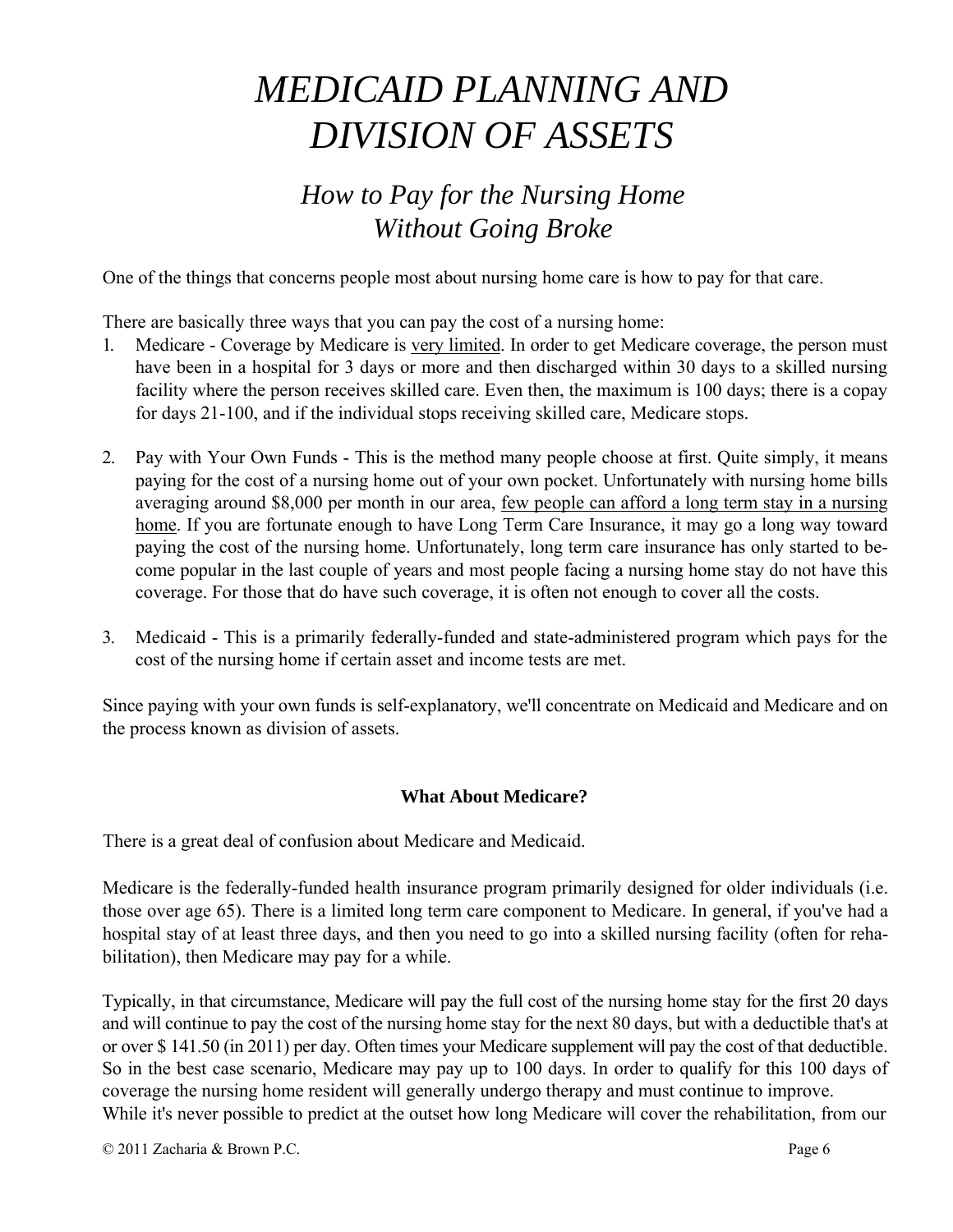# *MEDICAID PLANNING AND DIVISION OF ASSETS*

## *How to Pay for the Nursing Home Without Going Broke*

One of the things that concerns people most about nursing home care is how to pay for that care.

There are basically three ways that you can pay the cost of a nursing home:

1. Medicare - Coverage by Medicare is <u>very limited</u>. In order to get Medicare coverage, the person must have been in a hospital for 3 days or more and then discharged within 30 days to a skilled nursing facility where the person receives skilled care. Even then, the maximum is 100 days; there is a copay for days 21-100, and if the individual stops receiving skilled care, Medicare stops.

2. Pay with Your Own Funds - This is the method many people choose at first. Quite simply, it means paying for the cost of a nursing home out of your own pocket. Unfortunately with nursing home bills averaging around $8,000 per month in our area, <u>few people can afford a long term stay in a nursing home</u>. If you are fortunate enough to have Long Term Care Insurance, it may go a long way toward paying the cost of the nursing home. Unfortunately, long term care insurance has only started to become popular in the last couple of years and most people facing a nursing home stay do not have this coverage. For those that do have such coverage, it is often not enough to cover all the costs.

3. Medicaid - This is a primarily federally-funded and state-administered program which pays for the cost of the nursing home if certain asset and income tests are met.

Since paying with your own funds is self-explanatory, we'll concentrate on Medicaid and Medicare and on the process known as division of assets.

### What About Medicare?

There is a great deal of confusion about Medicare and Medicaid.

Medicare is the federally-funded health insurance program primarily designed for older individuals (i.e. those over age 65). There is a limited long term care component to Medicare. In general, if you've had a hospital stay of at least three days, and then you need to go into a skilled nursing facility (often for rehabilitation), then Medicare may pay for a while.

Typically, in that circumstance, Medicare will pay the full cost of the nursing home stay for the first 20 days and will continue to pay the cost of the nursing home stay for the next 80 days, but with a deductible that's at or over $ 141.50 (in 2011) per day. Often times your Medicare supplement will pay the cost of that deductible. So in the best case scenario, Medicare may pay up to 100 days. In order to qualify for this 100 days of coverage the nursing home resident will generally undergo therapy and must continue to improve.
While it's never possible to predict at the outset how long Medicare will cover the rehabilitation, from our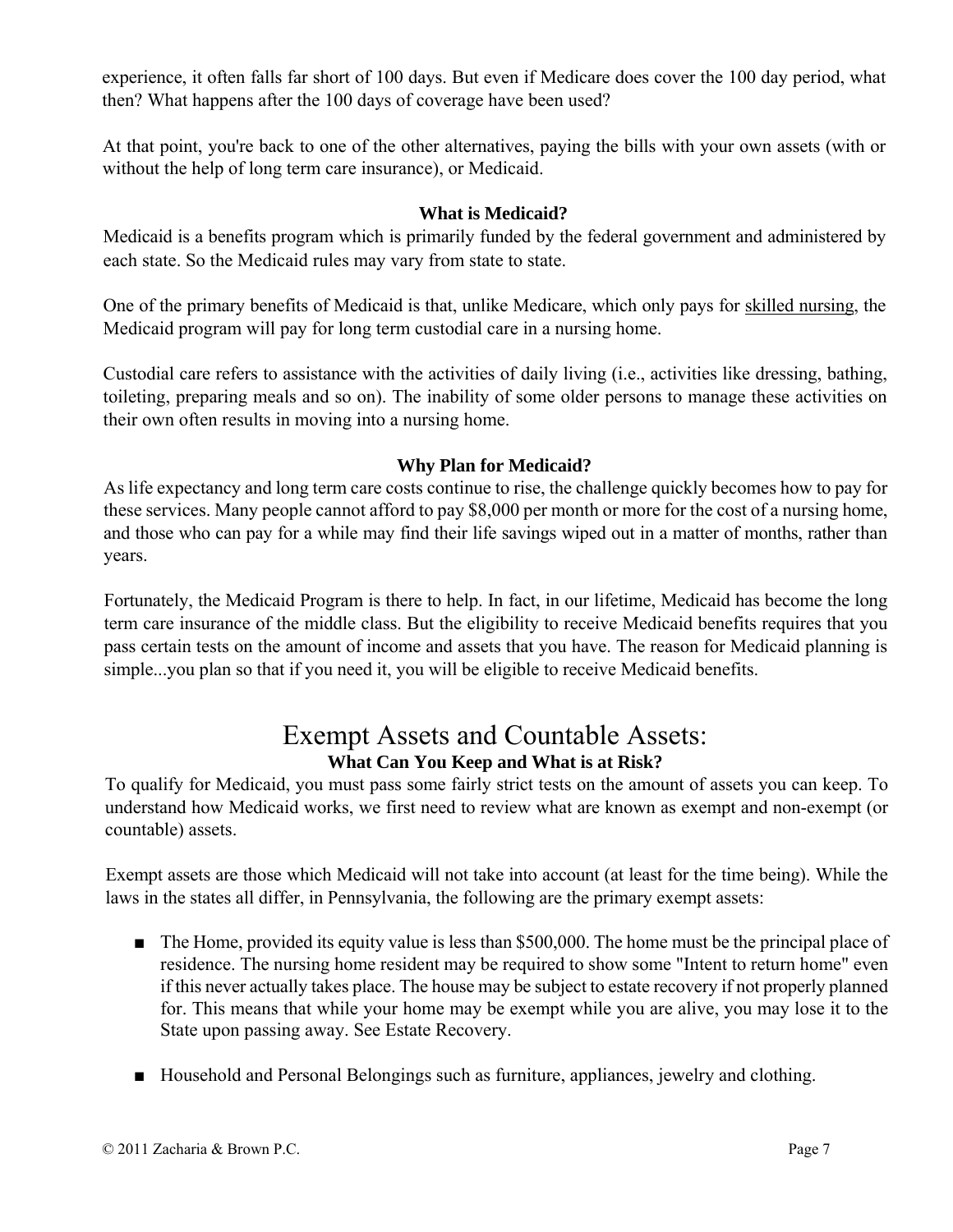experience, it often falls far short of 100 days. But even if Medicare does cover the 100 day period, what then? What happens after the 100 days of coverage have been used?

At that point, you're back to one of the other alternatives, paying the bills with your own assets (with or without the help of long term care insurance), or Medicaid.

### What is Medicaid?

Medicaid is a benefits program which is primarily funded by the federal government and administered by each state. So the Medicaid rules may vary from state to state.

One of the primary benefits of Medicaid is that, unlike Medicare, which only pays for skilled nursing, the Medicaid program will pay for long term custodial care in a nursing home.

Custodial care refers to assistance with the activities of daily living (i.e., activities like dressing, bathing, toileting, preparing meals and so on). The inability of some older persons to manage these activities on their own often results in moving into a nursing home.

### Why Plan for Medicaid?

As life expectancy and long term care costs continue to rise, the challenge quickly becomes how to pay for these services. Many people cannot afford to pay $8,000 per month or more for the cost of a nursing home, and those who can pay for a while may find their life savings wiped out in a matter of months, rather than years.

Fortunately, the Medicaid Program is there to help. In fact, in our lifetime, Medicaid has become the long term care insurance of the middle class. But the eligibility to receive Medicaid benefits requires that you pass certain tests on the amount of income and assets that you have. The reason for Medicaid planning is simple...you plan so that if you need it, you will be eligible to receive Medicaid benefits.

## Exempt Assets and Countable Assets:

### What Can You Keep and What is at Risk?

To qualify for Medicaid, you must pass some fairly strict tests on the amount of assets you can keep. To understand how Medicaid works, we first need to review what are known as exempt and non-exempt (or countable) assets.

Exempt assets are those which Medicaid will not take into account (at least for the time being). While the laws in the states all differ, in Pennsylvania, the following are the primary exempt assets:

- The Home, provided its equity value is less than $500,000. The home must be the principal place of residence. The nursing home resident may be required to show some "Intent to return home" even if this never actually takes place. The house may be subject to estate recovery if not properly planned for. This means that while your home may be exempt while you are alive, you may lose it to the State upon passing away. See Estate Recovery.
- Household and Personal Belongings such as furniture, appliances, jewelry and clothing.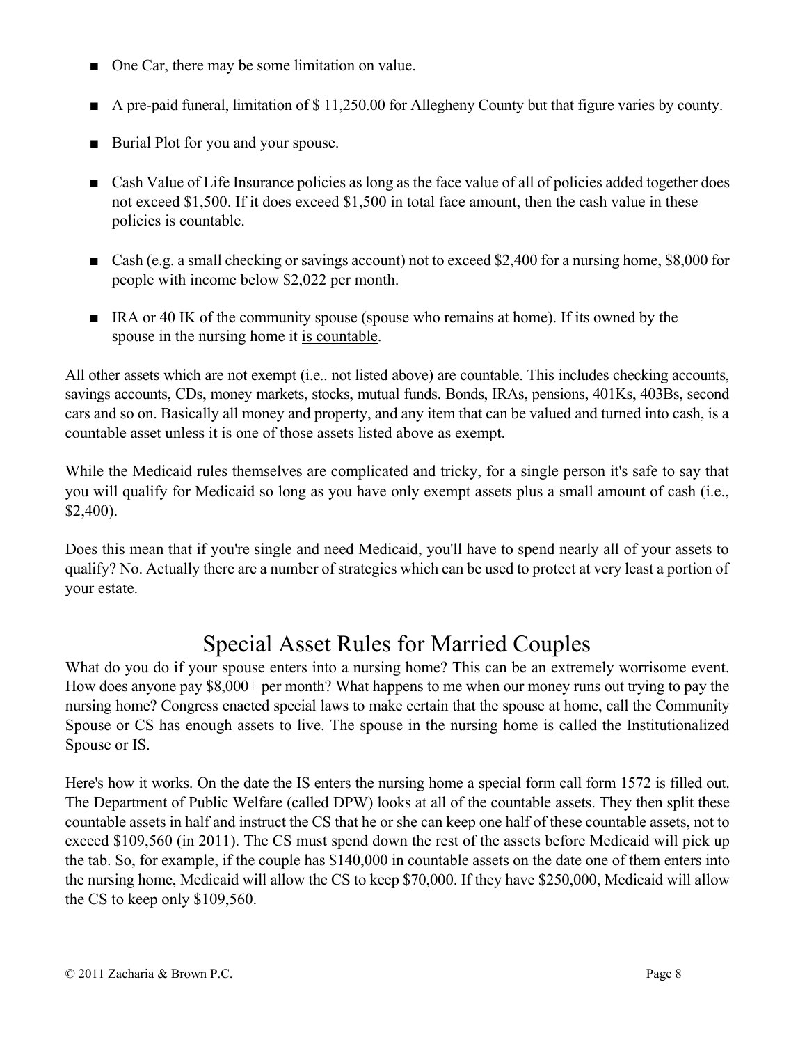- One Car, there may be some limitation on value.
- A pre-paid funeral, limitation of $ 11,250.00 for Allegheny County but that figure varies by county.
- Burial Plot for you and your spouse.
- Cash Value of Life Insurance policies as long as the face value of all of policies added together does not exceed $1,500. If it does exceed $1,500 in total face amount, then the cash value in these policies is countable.
- Cash (e.g. a small checking or savings account) not to exceed $2,400 for a nursing home, $8,000 for people with income below $2,022 per month.
- IRA or 40 IK of the community spouse (spouse who remains at home). If its owned by the spouse in the nursing home it <u>is countable</u>.

All other assets which are not exempt (i.e.. not listed above) are countable. This includes checking accounts, savings accounts, CDs, money markets, stocks, mutual funds. Bonds, IRAs, pensions, 401Ks, 403Bs, second cars and so on. Basically all money and property, and any item that can be valued and turned into cash, is a countable asset unless it is one of those assets listed above as exempt.

While the Medicaid rules themselves are complicated and tricky, for a single person it's safe to say that you will qualify for Medicaid so long as you have only exempt assets plus a small amount of cash (i.e., $2,400).

Does this mean that if you're single and need Medicaid, you'll have to spend nearly all of your assets to qualify? No. Actually there are a number of strategies which can be used to protect at very least a portion of your estate.

## Special Asset Rules for Married Couples

What do you do if your spouse enters into a nursing home? This can be an extremely worrisome event. How does anyone pay $8,000+ per month? What happens to me when our money runs out trying to pay the nursing home? Congress enacted special laws to make certain that the spouse at home, call the Community Spouse or CS has enough assets to live. The spouse in the nursing home is called the Institutionalized Spouse or IS.

Here's how it works. On the date the IS enters the nursing home a special form call form 1572 is filled out. The Department of Public Welfare (called DPW) looks at all of the countable assets. They then split these countable assets in half and instruct the CS that he or she can keep one half of these countable assets, not to exceed $109,560 (in 2011). The CS must spend down the rest of the assets before Medicaid will pick up the tab. So, for example, if the couple has $140,000 in countable assets on the date one of them enters into the nursing home, Medicaid will allow the CS to keep $70,000. If they have $250,000, Medicaid will allow the CS to keep only $109,560.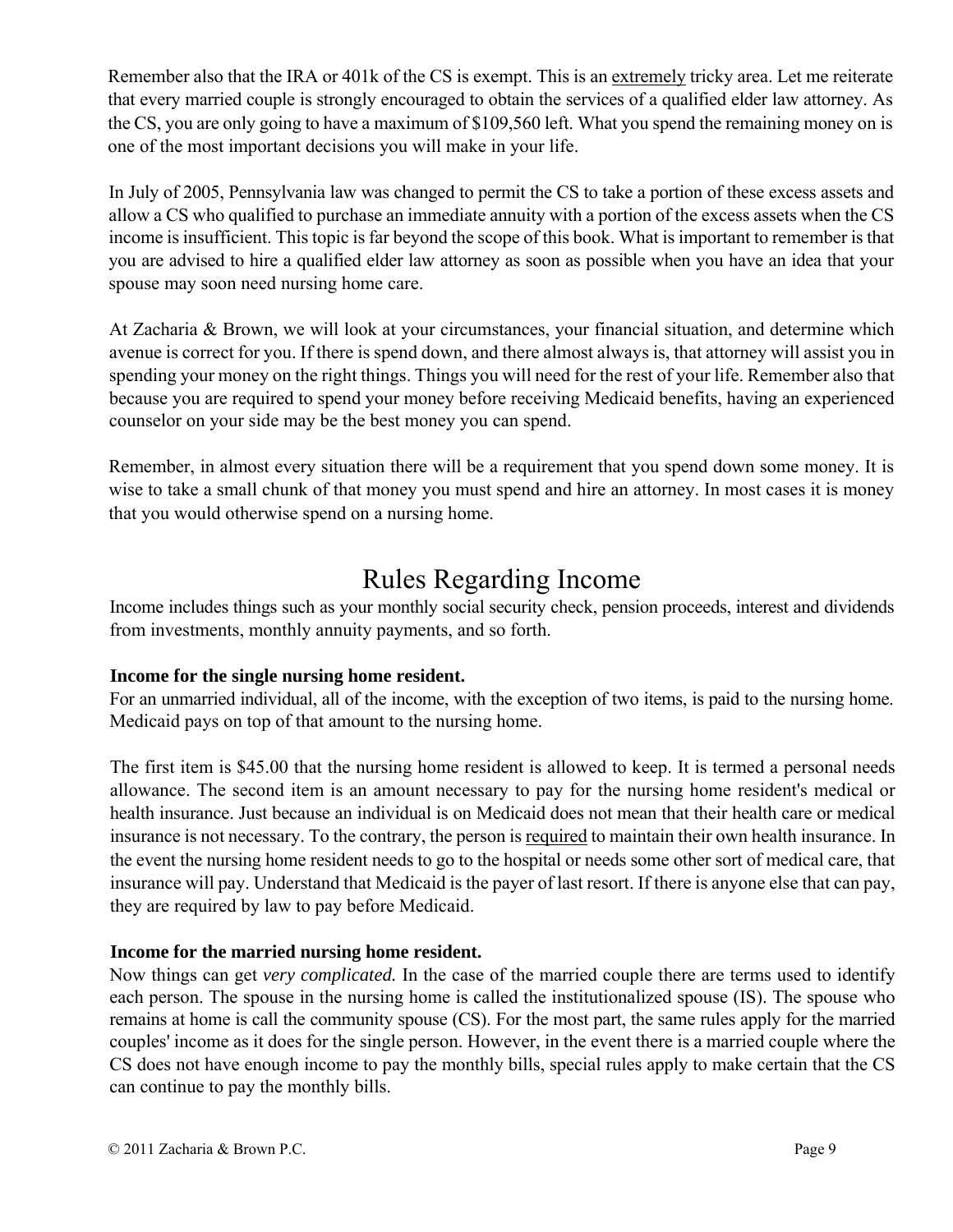Remember also that the IRA or 401k of the CS is exempt. This is an <u>extremely</u> tricky area. Let me reiterate that every married couple is strongly encouraged to obtain the services of a qualified elder law attorney. As the CS, you are only going to have a maximum of $109,560 left. What you spend the remaining money on is one of the most important decisions you will make in your life.

In July of 2005, Pennsylvania law was changed to permit the CS to take a portion of these excess assets and allow a CS who qualified to purchase an immediate annuity with a portion of the excess assets when the CS income is insufficient. This topic is far beyond the scope of this book. What is important to remember is that you are advised to hire a qualified elder law attorney as soon as possible when you have an idea that your spouse may soon need nursing home care.

At Zacharia & Brown, we will look at your circumstances, your financial situation, and determine which avenue is correct for you. If there is spend down, and there almost always is, that attorney will assist you in spending your money on the right things. Things you will need for the rest of your life. Remember also that because you are required to spend your money before receiving Medicaid benefits, having an experienced counselor on your side may be the best money you can spend.

Remember, in almost every situation there will be a requirement that you spend down some money. It is wise to take a small chunk of that money you must spend and hire an attorney. In most cases it is money that you would otherwise spend on a nursing home.

# Rules Regarding Income

Income includes things such as your monthly social security check, pension proceeds, interest and dividends from investments, monthly annuity payments, and so forth.

**Income for the single nursing home resident.**

For an unmarried individual, all of the income, with the exception of two items, is paid to the nursing home. Medicaid pays on top of that amount to the nursing home.

The first item is $45.00 that the nursing home resident is allowed to keep. It is termed a personal needs allowance. The second item is an amount necessary to pay for the nursing home resident's medical or health insurance. Just because an individual is on Medicaid does not mean that their health care or medical insurance is not necessary. To the contrary, the person is <u>required</u> to maintain their own health insurance. In the event the nursing home resident needs to go to the hospital or needs some other sort of medical care, that insurance will pay. Understand that Medicaid is the payer of last resort. If there is anyone else that can pay, they are required by law to pay before Medicaid.

**Income for the married nursing home resident.**

Now things can get *very complicated.* In the case of the married couple there are terms used to identify each person. The spouse in the nursing home is called the institutionalized spouse (IS). The spouse who remains at home is call the community spouse (CS). For the most part, the same rules apply for the married couples' income as it does for the single person. However, in the event there is a married couple where the CS does not have enough income to pay the monthly bills, special rules apply to make certain that the CS can continue to pay the monthly bills.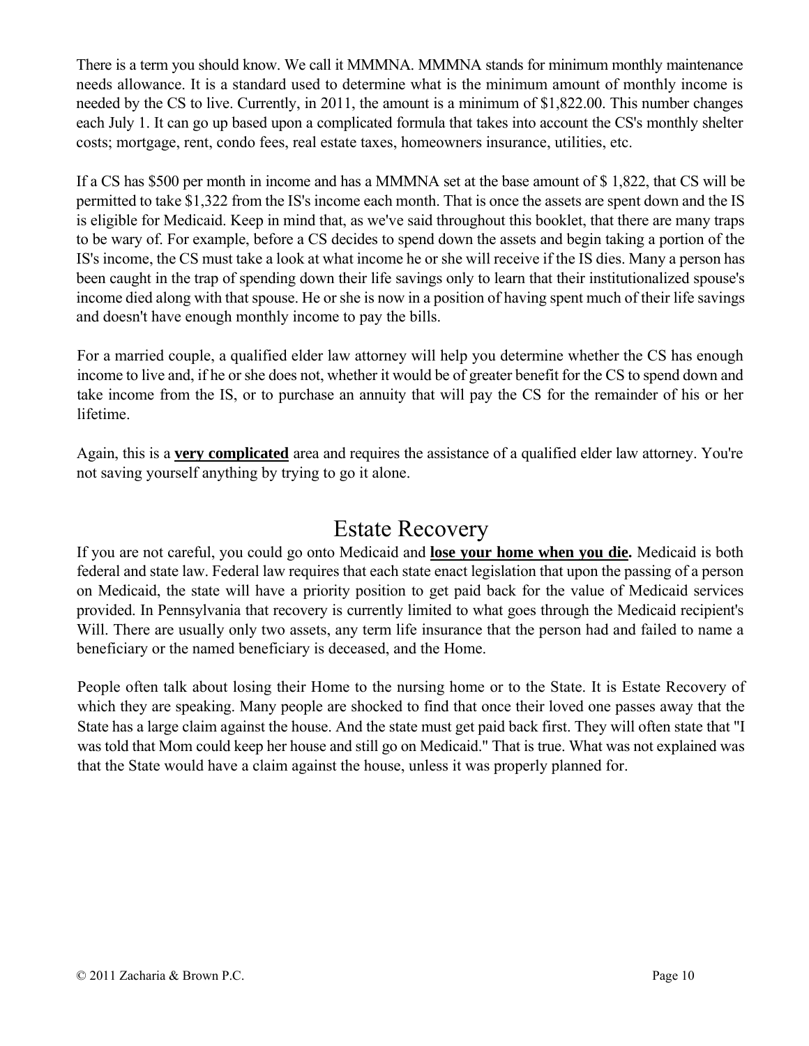There is a term you should know. We call it MMMNA. MMMNA stands for minimum monthly maintenance needs allowance. It is a standard used to determine what is the minimum amount of monthly income is needed by the CS to live. Currently, in 2011, the amount is a minimum of $1,822.00. This number changes each July 1. It can go up based upon a complicated formula that takes into account the CS's monthly shelter costs; mortgage, rent, condo fees, real estate taxes, homeowners insurance, utilities, etc.

If a CS has $500 per month in income and has a MMMNA set at the base amount of $ 1,822, that CS will be permitted to take $1,322 from the IS's income each month. That is once the assets are spent down and the IS is eligible for Medicaid. Keep in mind that, as we've said throughout this booklet, that there are many traps to be wary of. For example, before a CS decides to spend down the assets and begin taking a portion of the IS's income, the CS must take a look at what income he or she will receive if the IS dies. Many a person has been caught in the trap of spending down their life savings only to learn that their institutionalized spouse's income died along with that spouse. He or she is now in a position of having spent much of their life savings and doesn't have enough monthly income to pay the bills.

For a married couple, a qualified elder law attorney will help you determine whether the CS has enough income to live and, if he or she does not, whether it would be of greater benefit for the CS to spend down and take income from the IS, or to purchase an annuity that will pay the CS for the remainder of his or her lifetime.

Again, this is a **very complicated** area and requires the assistance of a qualified elder law attorney. You're not saving yourself anything by trying to go it alone.

## Estate Recovery

If you are not careful, you could go onto Medicaid and **lose your home when you die.** Medicaid is both federal and state law. Federal law requires that each state enact legislation that upon the passing of a person on Medicaid, the state will have a priority position to get paid back for the value of Medicaid services provided. In Pennsylvania that recovery is currently limited to what goes through the Medicaid recipient's Will. There are usually only two assets, any term life insurance that the person had and failed to name a beneficiary or the named beneficiary is deceased, and the Home.

People often talk about losing their Home to the nursing home or to the State. It is Estate Recovery of which they are speaking. Many people are shocked to find that once their loved one passes away that the State has a large claim against the house. And the state must get paid back first. They will often state that "I was told that Mom could keep her house and still go on Medicaid." That is true. What was not explained was that the State would have a claim against the house, unless it was properly planned for.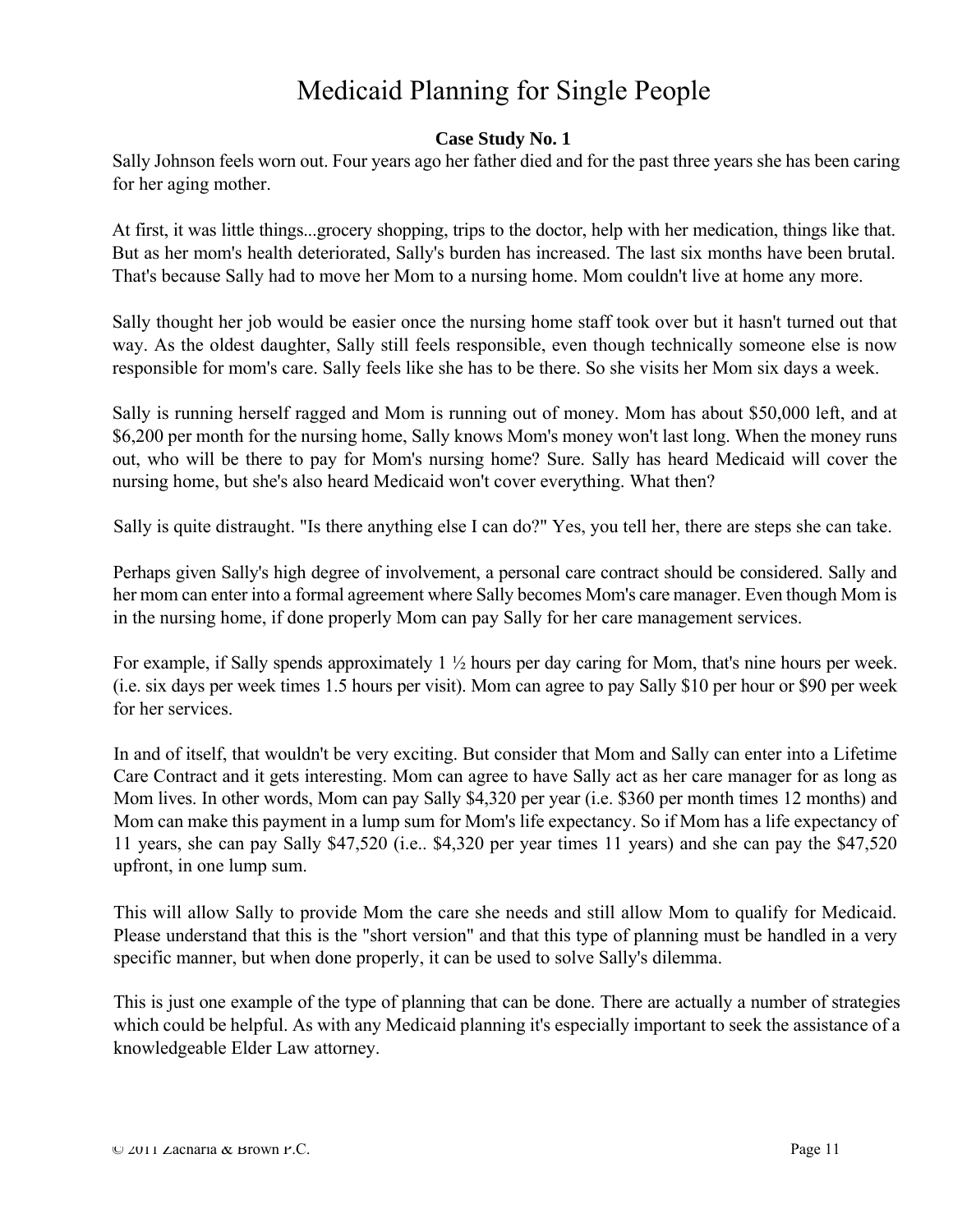# Medicaid Planning for Single People

**Case Study No. 1**

Sally Johnson feels worn out. Four years ago her father died and for the past three years she has been caring for her aging mother.

At first, it was little things...grocery shopping, trips to the doctor, help with her medication, things like that. But as her mom's health deteriorated, Sally's burden has increased. The last six months have been brutal. That's because Sally had to move her Mom to a nursing home. Mom couldn't live at home any more.

Sally thought her job would be easier once the nursing home staff took over but it hasn't turned out that way. As the oldest daughter, Sally still feels responsible, even though technically someone else is now responsible for mom's care. Sally feels like she has to be there. So she visits her Mom six days a week.

Sally is running herself ragged and Mom is running out of money. Mom has about $50,000 left, and at $6,200 per month for the nursing home, Sally knows Mom's money won't last long. When the money runs out, who will be there to pay for Mom's nursing home? Sure. Sally has heard Medicaid will cover the nursing home, but she's also heard Medicaid won't cover everything. What then?

Sally is quite distraught. "Is there anything else I can do?" Yes, you tell her, there are steps she can take.

Perhaps given Sally's high degree of involvement, a personal care contract should be considered. Sally and her mom can enter into a formal agreement where Sally becomes Mom's care manager. Even though Mom is in the nursing home, if done properly Mom can pay Sally for her care management services.

For example, if Sally spends approximately 1 ½ hours per day caring for Mom, that's nine hours per week. (i.e. six days per week times 1.5 hours per visit). Mom can agree to pay Sally $10 per hour or $90 per week for her services.

In and of itself, that wouldn't be very exciting. But consider that Mom and Sally can enter into a Lifetime Care Contract and it gets interesting. Mom can agree to have Sally act as her care manager for as long as Mom lives. In other words, Mom can pay Sally $4,320 per year (i.e. $360 per month times 12 months) and Mom can make this payment in a lump sum for Mom's life expectancy. So if Mom has a life expectancy of 11 years, she can pay Sally $47,520 (i.e.. $4,320 per year times 11 years) and she can pay the $47,520 upfront, in one lump sum.

This will allow Sally to provide Mom the care she needs and still allow Mom to qualify for Medicaid. Please understand that this is the "short version" and that this type of planning must be handled in a very specific manner, but when done properly, it can be used to solve Sally's dilemma.

This is just one example of the type of planning that can be done. There are actually a number of strategies which could be helpful. As with any Medicaid planning it's especially important to seek the assistance of a knowledgeable Elder Law attorney.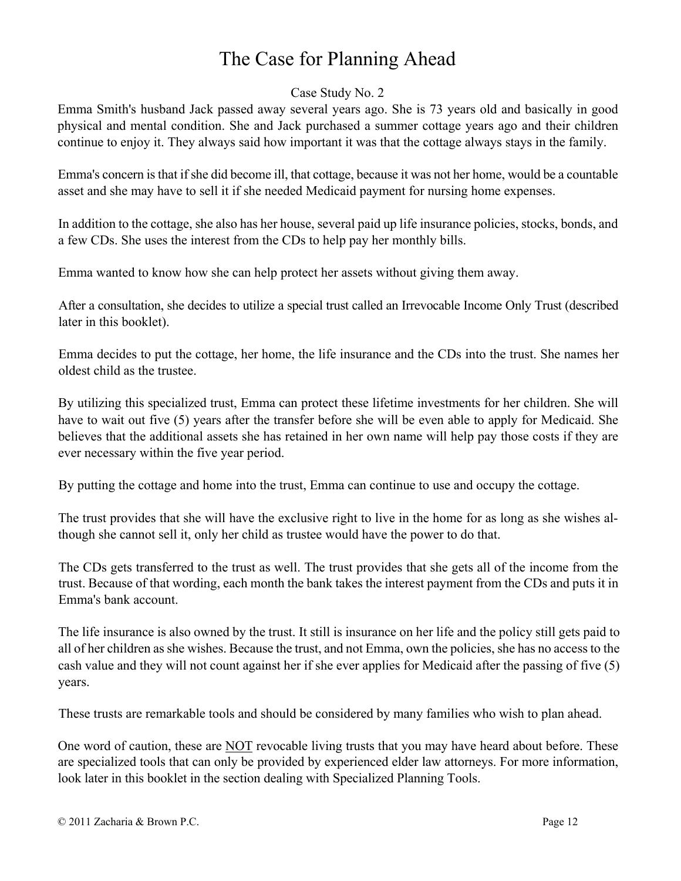# The Case for Planning Ahead

Case Study No. 2

Emma Smith's husband Jack passed away several years ago. She is 73 years old and basically in good physical and mental condition. She and Jack purchased a summer cottage years ago and their children continue to enjoy it. They always said how important it was that the cottage always stays in the family.

Emma's concern is that if she did become ill, that cottage, because it was not her home, would be a countable asset and she may have to sell it if she needed Medicaid payment for nursing home expenses.

In addition to the cottage, she also has her house, several paid up life insurance policies, stocks, bonds, and a few CDs. She uses the interest from the CDs to help pay her monthly bills.

Emma wanted to know how she can help protect her assets without giving them away.

After a consultation, she decides to utilize a special trust called an Irrevocable Income Only Trust (described later in this booklet).

Emma decides to put the cottage, her home, the life insurance and the CDs into the trust. She names her oldest child as the trustee.

By utilizing this specialized trust, Emma can protect these lifetime investments for her children. She will have to wait out five (5) years after the transfer before she will be even able to apply for Medicaid. She believes that the additional assets she has retained in her own name will help pay those costs if they are ever necessary within the five year period.

By putting the cottage and home into the trust, Emma can continue to use and occupy the cottage.

The trust provides that she will have the exclusive right to live in the home for as long as she wishes although she cannot sell it, only her child as trustee would have the power to do that.

The CDs gets transferred to the trust as well. The trust provides that she gets all of the income from the trust. Because of that wording, each month the bank takes the interest payment from the CDs and puts it in Emma's bank account.

The life insurance is also owned by the trust. It still is insurance on her life and the policy still gets paid to all of her children as she wishes. Because the trust, and not Emma, own the policies, she has no access to the cash value and they will not count against her if she ever applies for Medicaid after the passing of five (5) years.

These trusts are remarkable tools and should be considered by many families who wish to plan ahead.

One word of caution, these are <u>NOT</u> revocable living trusts that you may have heard about before. These are specialized tools that can only be provided by experienced elder law attorneys. For more information, look later in this booklet in the section dealing with Specialized Planning Tools.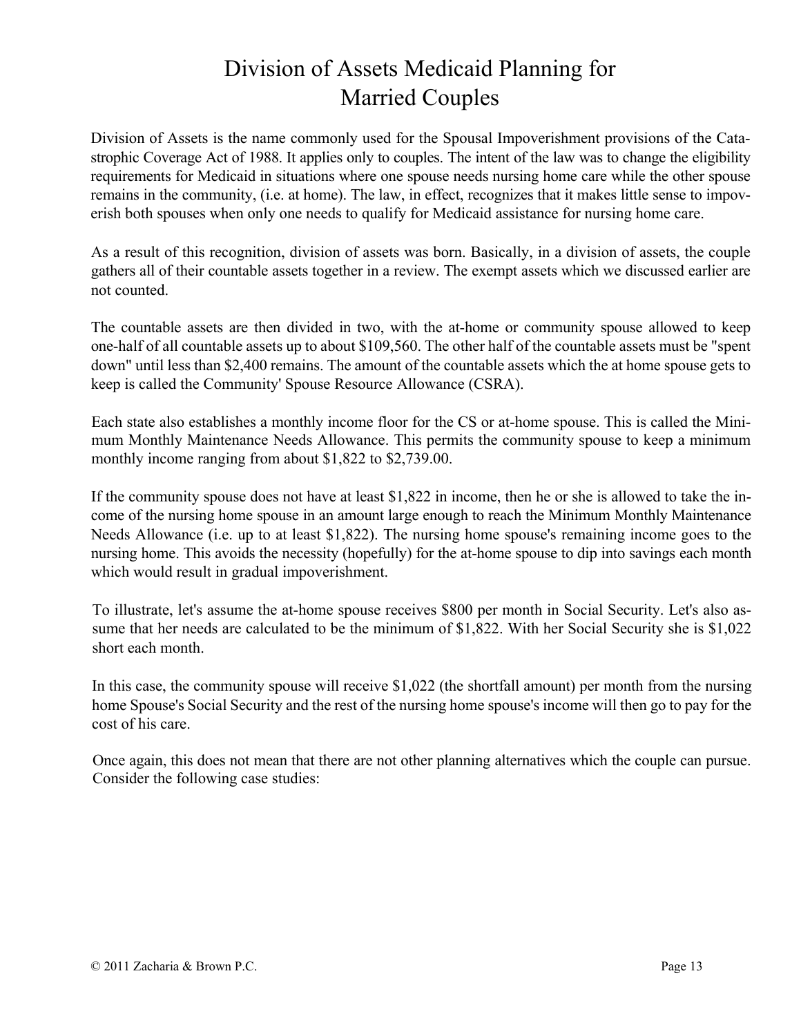# Division of Assets Medicaid Planning for Married Couples

Division of Assets is the name commonly used for the Spousal Impoverishment provisions of the Catastrophic Coverage Act of 1988. It applies only to couples. The intent of the law was to change the eligibility requirements for Medicaid in situations where one spouse needs nursing home care while the other spouse remains in the community, (i.e. at home). The law, in effect, recognizes that it makes little sense to impoverish both spouses when only one needs to qualify for Medicaid assistance for nursing home care.

As a result of this recognition, division of assets was born. Basically, in a division of assets, the couple gathers all of their countable assets together in a review. The exempt assets which we discussed earlier are not counted.

The countable assets are then divided in two, with the at-home or community spouse allowed to keep one-half of all countable assets up to about $109,560. The other half of the countable assets must be "spent down" until less than $2,400 remains. The amount of the countable assets which the at home spouse gets to keep is called the Community' Spouse Resource Allowance (CSRA).

Each state also establishes a monthly income floor for the CS or at-home spouse. This is called the Minimum Monthly Maintenance Needs Allowance. This permits the community spouse to keep a minimum monthly income ranging from about $1,822 to $2,739.00.

If the community spouse does not have at least $1,822 in income, then he or she is allowed to take the income of the nursing home spouse in an amount large enough to reach the Minimum Monthly Maintenance Needs Allowance (i.e. up to at least $1,822). The nursing home spouse's remaining income goes to the nursing home. This avoids the necessity (hopefully) for the at-home spouse to dip into savings each month which would result in gradual impoverishment.

To illustrate, let's assume the at-home spouse receives $800 per month in Social Security. Let's also assume that her needs are calculated to be the minimum of $1,822. With her Social Security she is $1,022 short each month.

In this case, the community spouse will receive $1,022 (the shortfall amount) per month from the nursing home Spouse's Social Security and the rest of the nursing home spouse's income will then go to pay for the cost of his care.

Once again, this does not mean that there are not other planning alternatives which the couple can pursue. Consider the following case studies: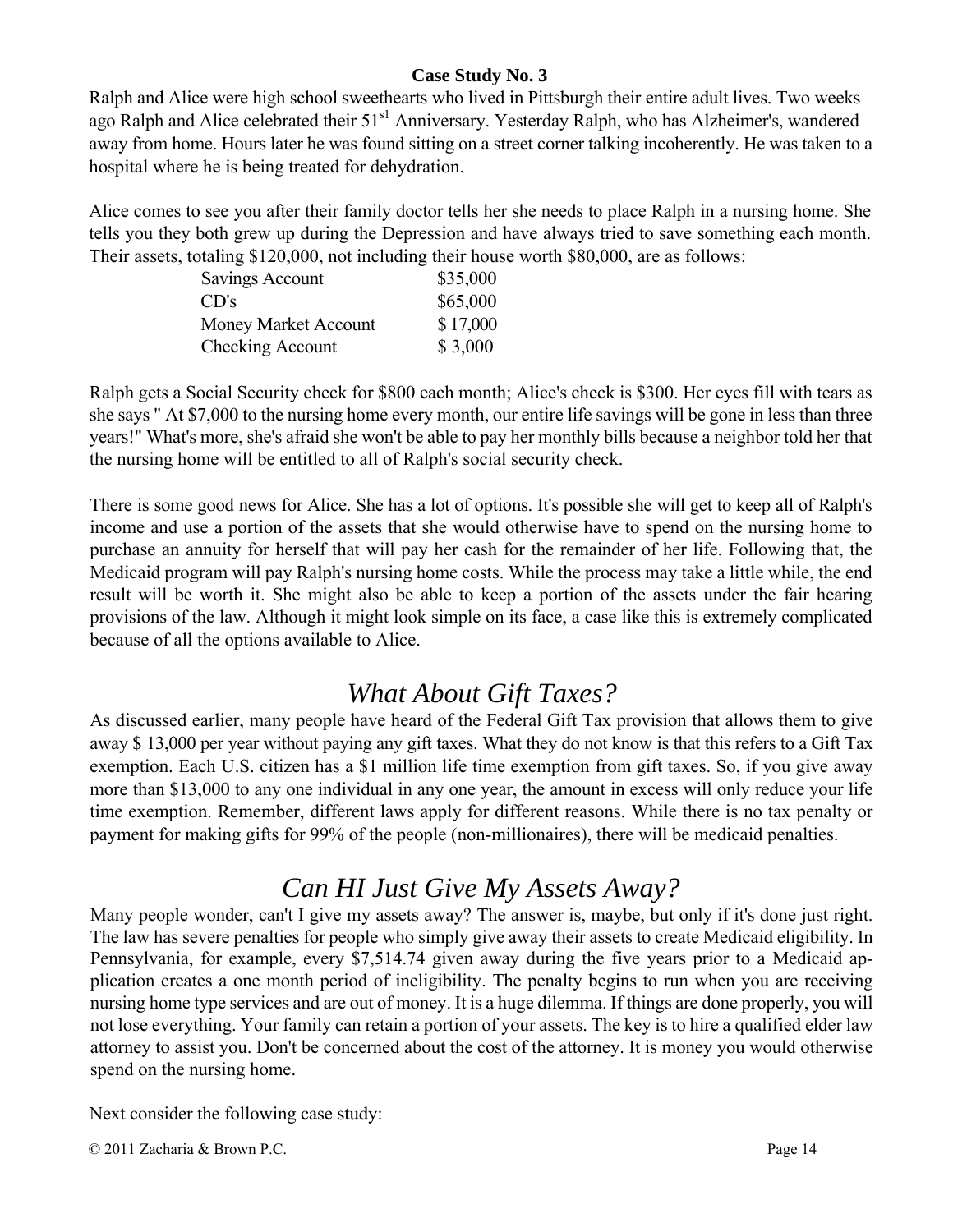**Case Study No. 3**

Ralph and Alice were high school sweethearts who lived in Pittsburgh their entire adult lives. Two weeks ago Ralph and Alice celebrated their 51[sl] Anniversary. Yesterday Ralph, who has Alzheimer's, wandered away from home. Hours later he was found sitting on a street corner talking incoherently. He was taken to a hospital where he is being treated for dehydration.

Alice comes to see you after their family doctor tells her she needs to place Ralph in a nursing home. She tells you they both grew up during the Depression and have always tried to save something each month. Their assets, totaling $120,000, not including their house worth $80,000, are as follows:

| | |
|---|---|
| Savings Account | $35,000 |
| CD's | $65,000 |
| Money Market Account | $ 17,000 |
| Checking Account | $ 3,000 |

Ralph gets a Social Security check for $800 each month; Alice's check is $300. Her eyes fill with tears as she says " At $7,000 to the nursing home every month, our entire life savings will be gone in less than three years!" What's more, she's afraid she won't be able to pay her monthly bills because a neighbor told her that the nursing home will be entitled to all of Ralph's social security check.

There is some good news for Alice. She has a lot of options. It's possible she will get to keep all of Ralph's income and use a portion of the assets that she would otherwise have to spend on the nursing home to purchase an annuity for herself that will pay her cash for the remainder of her life. Following that, the Medicaid program will pay Ralph's nursing home costs. While the process may take a little while, the end result will be worth it. She might also be able to keep a portion of the assets under the fair hearing provisions of the law. Although it might look simple on its face, a case like this is extremely complicated because of all the options available to Alice.

## *What About Gift Taxes?*

As discussed earlier, many people have heard of the Federal Gift Tax provision that allows them to give away $ 13,000 per year without paying any gift taxes. What they do not know is that this refers to a Gift Tax exemption. Each U.S. citizen has a $1 million life time exemption from gift taxes. So, if you give away more than $13,000 to any one individual in any one year, the amount in excess will only reduce your life time exemption. Remember, different laws apply for different reasons. While there is no tax penalty or payment for making gifts for 99% of the people (non-millionaires), there will be medicaid penalties.

## *Can HI Just Give My Assets Away?*

Many people wonder, can't I give my assets away? The answer is, maybe, but only if it's done just right. The law has severe penalties for people who simply give away their assets to create Medicaid eligibility. In Pennsylvania, for example, every $7,514.74 given away during the five years prior to a Medicaid application creates a one month period of ineligibility. The penalty begins to run when you are receiving nursing home type services and are out of money. It is a huge dilemma. If things are done properly, you will not lose everything. Your family can retain a portion of your assets. The key is to hire a qualified elder law attorney to assist you. Don't be concerned about the cost of the attorney. It is money you would otherwise spend on the nursing home.

Next consider the following case study:

© 2011 Zacharia & Brown P.C.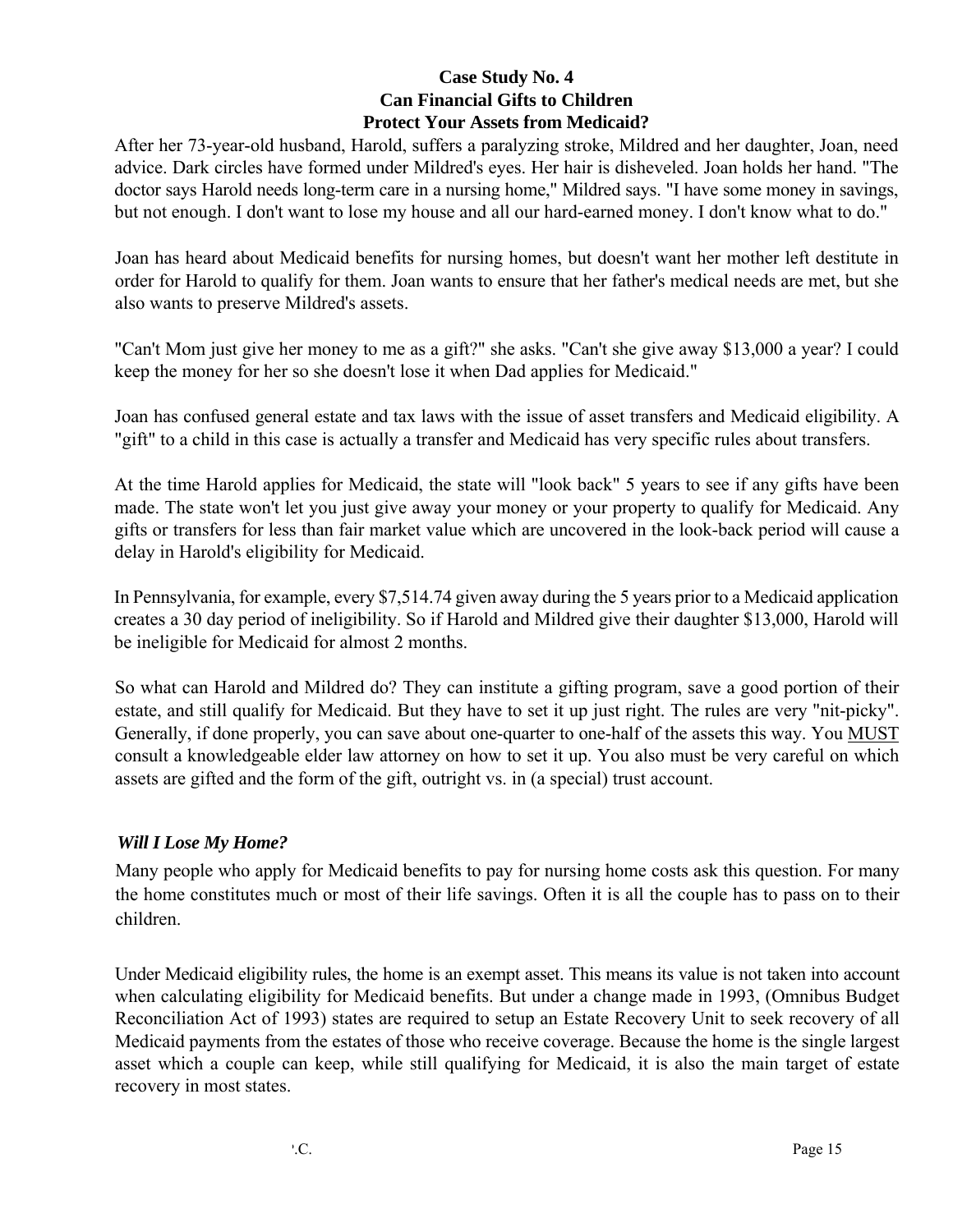## Case Study No. 4
## Can Financial Gifts to Children Protect Your Assets from Medicaid?

After her 73-year-old husband, Harold, suffers a paralyzing stroke, Mildred and her daughter, Joan, need advice. Dark circles have formed under Mildred's eyes. Her hair is disheveled. Joan holds her hand. "The doctor says Harold needs long-term care in a nursing home," Mildred says. "I have some money in savings, but not enough. I don't want to lose my house and all our hard-earned money. I don't know what to do."

Joan has heard about Medicaid benefits for nursing homes, but doesn't want her mother left destitute in order for Harold to qualify for them. Joan wants to ensure that her father's medical needs are met, but she also wants to preserve Mildred's assets.

"Can't Mom just give her money to me as a gift?" she asks. "Can't she give away $13,000 a year? I could keep the money for her so she doesn't lose it when Dad applies for Medicaid."

Joan has confused general estate and tax laws with the issue of asset transfers and Medicaid eligibility. A "gift" to a child in this case is actually a transfer and Medicaid has very specific rules about transfers.

At the time Harold applies for Medicaid, the state will "look back" 5 years to see if any gifts have been made. The state won't let you just give away your money or your property to qualify for Medicaid. Any gifts or transfers for less than fair market value which are uncovered in the look-back period will cause a delay in Harold's eligibility for Medicaid.

In Pennsylvania, for example, every $7,514.74 given away during the 5 years prior to a Medicaid application creates a 30 day period of ineligibility. So if Harold and Mildred give their daughter $13,000, Harold will be ineligible for Medicaid for almost 2 months.

So what can Harold and Mildred do? They can institute a gifting program, save a good portion of their estate, and still qualify for Medicaid. But they have to set it up just right. The rules are very "nit-picky". Generally, if done properly, you can save about one-quarter to one-half of the assets this way. You <u>MUST</u> consult a knowledgeable elder law attorney on how to set it up. You also must be very careful on which assets are gifted and the form of the gift, outright vs. in (a special) trust account.

### *Will I Lose My Home?*

Many people who apply for Medicaid benefits to pay for nursing home costs ask this question. For many the home constitutes much or most of their life savings. Often it is all the couple has to pass on to their children.

Under Medicaid eligibility rules, the home is an exempt asset. This means its value is not taken into account when calculating eligibility for Medicaid benefits. But under a change made in 1993, (Omnibus Budget Reconciliation Act of 1993) states are required to setup an Estate Recovery Unit to seek recovery of all Medicaid payments from the estates of those who receive coverage. Because the home is the single largest asset which a couple can keep, while still qualifying for Medicaid, it is also the main target of estate recovery in most states.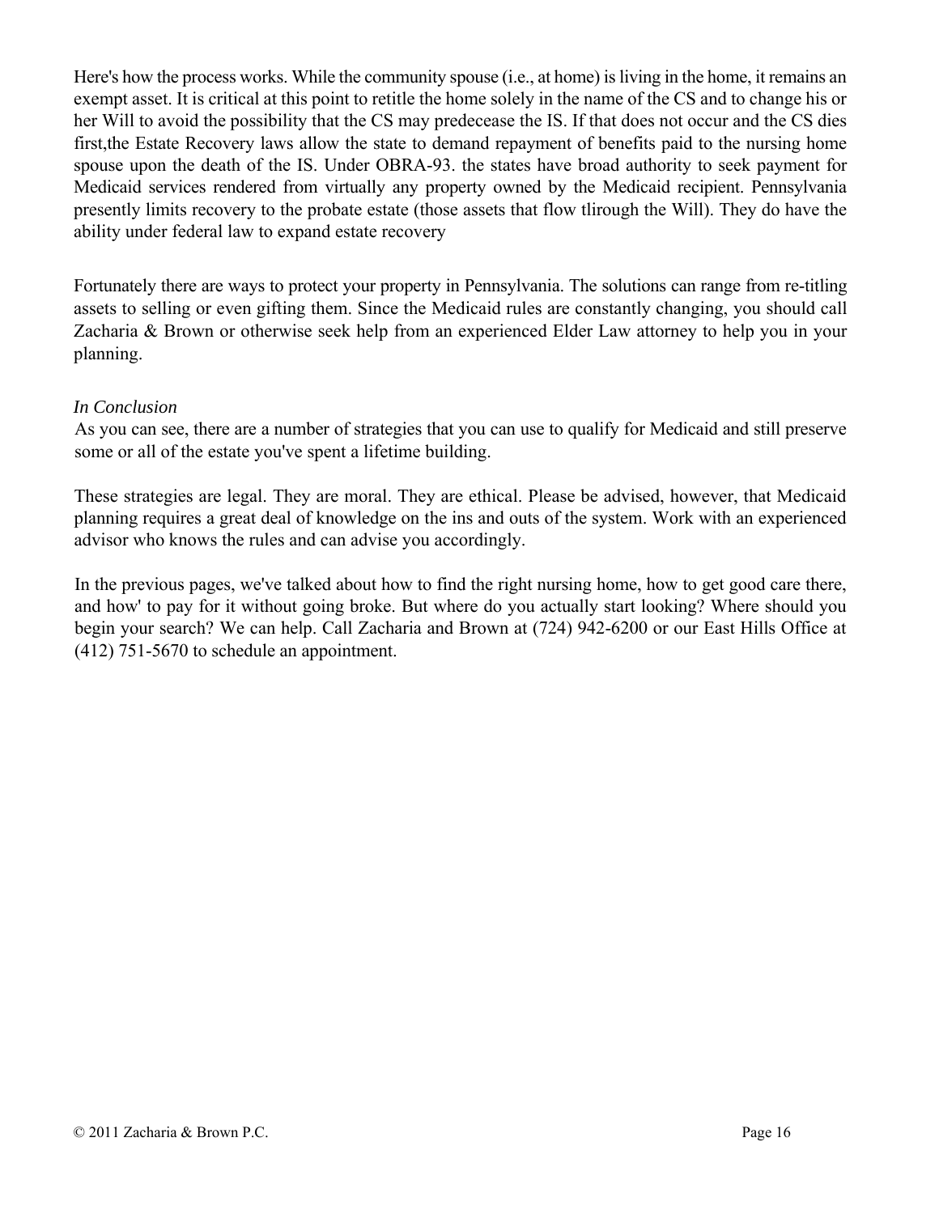Here's how the process works. While the community spouse (i.e., at home) is living in the home, it remains an exempt asset. It is critical at this point to retitle the home solely in the name of the CS and to change his or her Will to avoid the possibility that the CS may predecease the IS. If that does not occur and the CS dies first,the Estate Recovery laws allow the state to demand repayment of benefits paid to the nursing home spouse upon the death of the IS. Under OBRA-93. the states have broad authority to seek payment for Medicaid services rendered from virtually any property owned by the Medicaid recipient. Pennsylvania presently limits recovery to the probate estate (those assets that flow tlirough the Will). They do have the ability under federal law to expand estate recovery

Fortunately there are ways to protect your property in Pennsylvania. The solutions can range from re-titling assets to selling or even gifting them. Since the Medicaid rules are constantly changing, you should call Zacharia & Brown or otherwise seek help from an experienced Elder Law attorney to help you in your planning.

*In Conclusion*

As you can see, there are a number of strategies that you can use to qualify for Medicaid and still preserve some or all of the estate you've spent a lifetime building.

These strategies are legal. They are moral. They are ethical. Please be advised, however, that Medicaid planning requires a great deal of knowledge on the ins and outs of the system. Work with an experienced advisor who knows the rules and can advise you accordingly.

In the previous pages, we've talked about how to find the right nursing home, how to get good care there, and how' to pay for it without going broke. But where do you actually start looking? Where should you begin your search? We can help. Call Zacharia and Brown at (724) 942-6200 or our East Hills Office at (412) 751-5670 to schedule an appointment.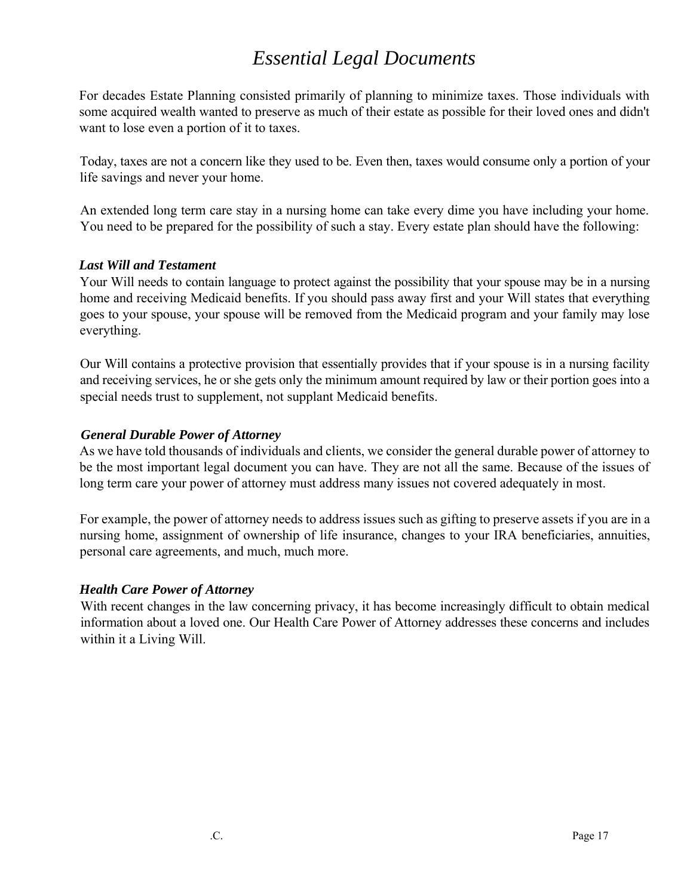# *Essential Legal Documents*

For decades Estate Planning consisted primarily of planning to minimize taxes. Those individuals with some acquired wealth wanted to preserve as much of their estate as possible for their loved ones and didn't want to lose even a portion of it to taxes.

Today, taxes are not a concern like they used to be. Even then, taxes would consume only a portion of your life savings and never your home.

An extended long term care stay in a nursing home can take every dime you have including your home. You need to be prepared for the possibility of such a stay. Every estate plan should have the following:

### *Last Will and Testament*

Your Will needs to contain language to protect against the possibility that your spouse may be in a nursing home and receiving Medicaid benefits. If you should pass away first and your Will states that everything goes to your spouse, your spouse will be removed from the Medicaid program and your family may lose everything.

Our Will contains a protective provision that essentially provides that if your spouse is in a nursing facility and receiving services, he or she gets only the minimum amount required by law or their portion goes into a special needs trust to supplement, not supplant Medicaid benefits.

### *General Durable Power of Attorney*

As we have told thousands of individuals and clients, we consider the general durable power of attorney to be the most important legal document you can have. They are not all the same. Because of the issues of long term care your power of attorney must address many issues not covered adequately in most.

For example, the power of attorney needs to address issues such as gifting to preserve assets if you are in a nursing home, assignment of ownership of life insurance, changes to your IRA beneficiaries, annuities, personal care agreements, and much, much more.

### *Health Care Power of Attorney*

With recent changes in the law concerning privacy, it has become increasingly difficult to obtain medical information about a loved one. Our Health Care Power of Attorney addresses these concerns and includes within it a Living Will.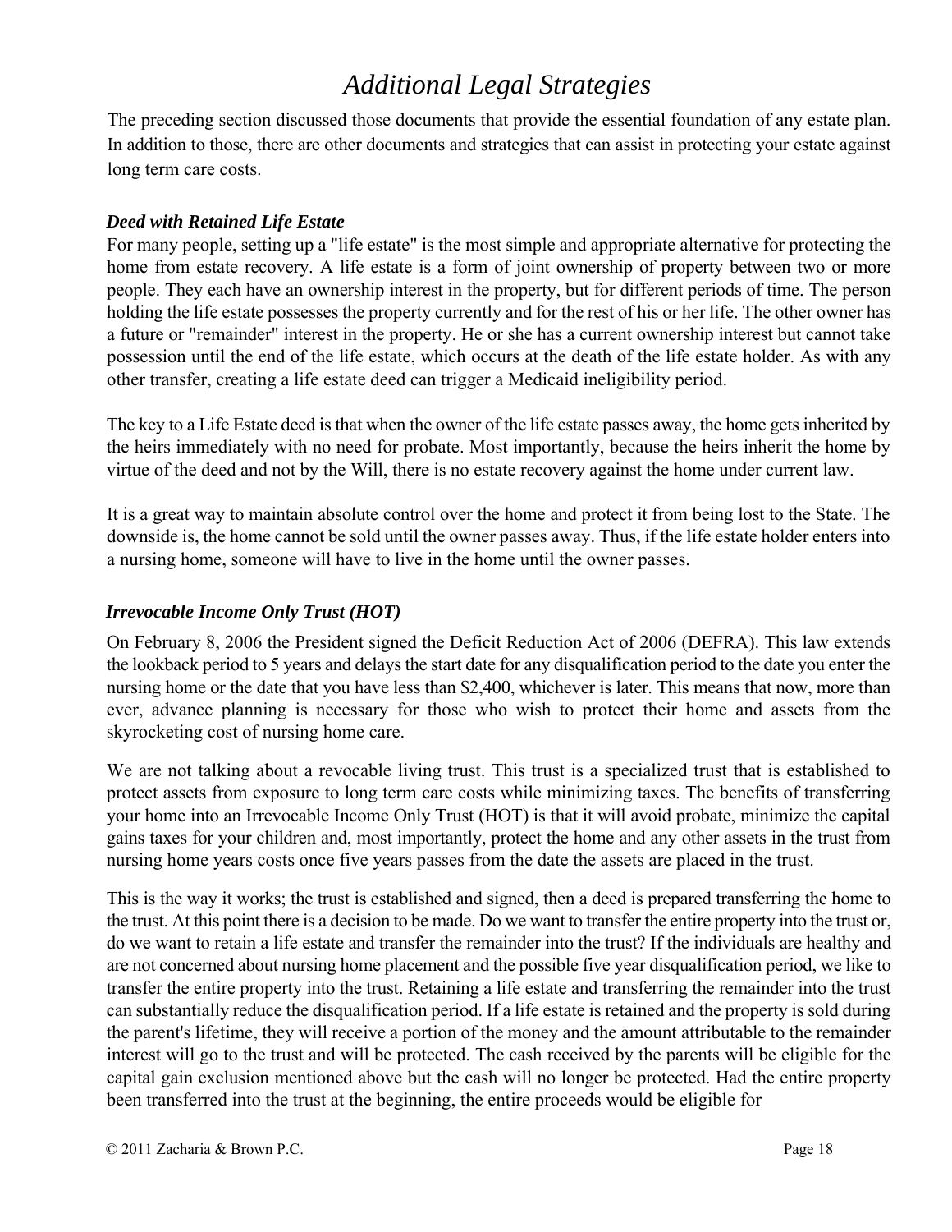# Additional Legal Strategies

The preceding section discussed those documents that provide the essential foundation of any estate plan. In addition to those, there are other documents and strategies that can assist in protecting your estate against long term care costs.

### *Deed with Retained Life Estate*

For many people, setting up a "life estate" is the most simple and appropriate alternative for protecting the home from estate recovery. A life estate is a form of joint ownership of property between two or more people. They each have an ownership interest in the property, but for different periods of time. The person holding the life estate possesses the property currently and for the rest of his or her life. The other owner has a future or "remainder" interest in the property. He or she has a current ownership interest but cannot take possession until the end of the life estate, which occurs at the death of the life estate holder. As with any other transfer, creating a life estate deed can trigger a Medicaid ineligibility period.

The key to a Life Estate deed is that when the owner of the life estate passes away, the home gets inherited by the heirs immediately with no need for probate. Most importantly, because the heirs inherit the home by virtue of the deed and not by the Will, there is no estate recovery against the home under current law.

It is a great way to maintain absolute control over the home and protect it from being lost to the State. The downside is, the home cannot be sold until the owner passes away. Thus, if the life estate holder enters into a nursing home, someone will have to live in the home until the owner passes.

### *Irrevocable Income Only Trust (HOT)*

On February 8, 2006 the President signed the Deficit Reduction Act of 2006 (DEFRA). This law extends the lookback period to 5 years and delays the start date for any disqualification period to the date you enter the nursing home or the date that you have less than $2,400, whichever is later. This means that now, more than ever, advance planning is necessary for those who wish to protect their home and assets from the skyrocketing cost of nursing home care.

We are not talking about a revocable living trust. This trust is a specialized trust that is established to protect assets from exposure to long term care costs while minimizing taxes. The benefits of transferring your home into an Irrevocable Income Only Trust (HOT) is that it will avoid probate, minimize the capital gains taxes for your children and, most importantly, protect the home and any other assets in the trust from nursing home years costs once five years passes from the date the assets are placed in the trust.

This is the way it works; the trust is established and signed, then a deed is prepared transferring the home to the trust. At this point there is a decision to be made. Do we want to transfer the entire property into the trust or, do we want to retain a life estate and transfer the remainder into the trust? If the individuals are healthy and are not concerned about nursing home placement and the possible five year disqualification period, we like to transfer the entire property into the trust. Retaining a life estate and transferring the remainder into the trust can substantially reduce the disqualification period. If a life estate is retained and the property is sold during the parent's lifetime, they will receive a portion of the money and the amount attributable to the remainder interest will go to the trust and will be protected. The cash received by the parents will be eligible for the capital gain exclusion mentioned above but the cash will no longer be protected. Had the entire property been transferred into the trust at the beginning, the entire proceeds would be eligible for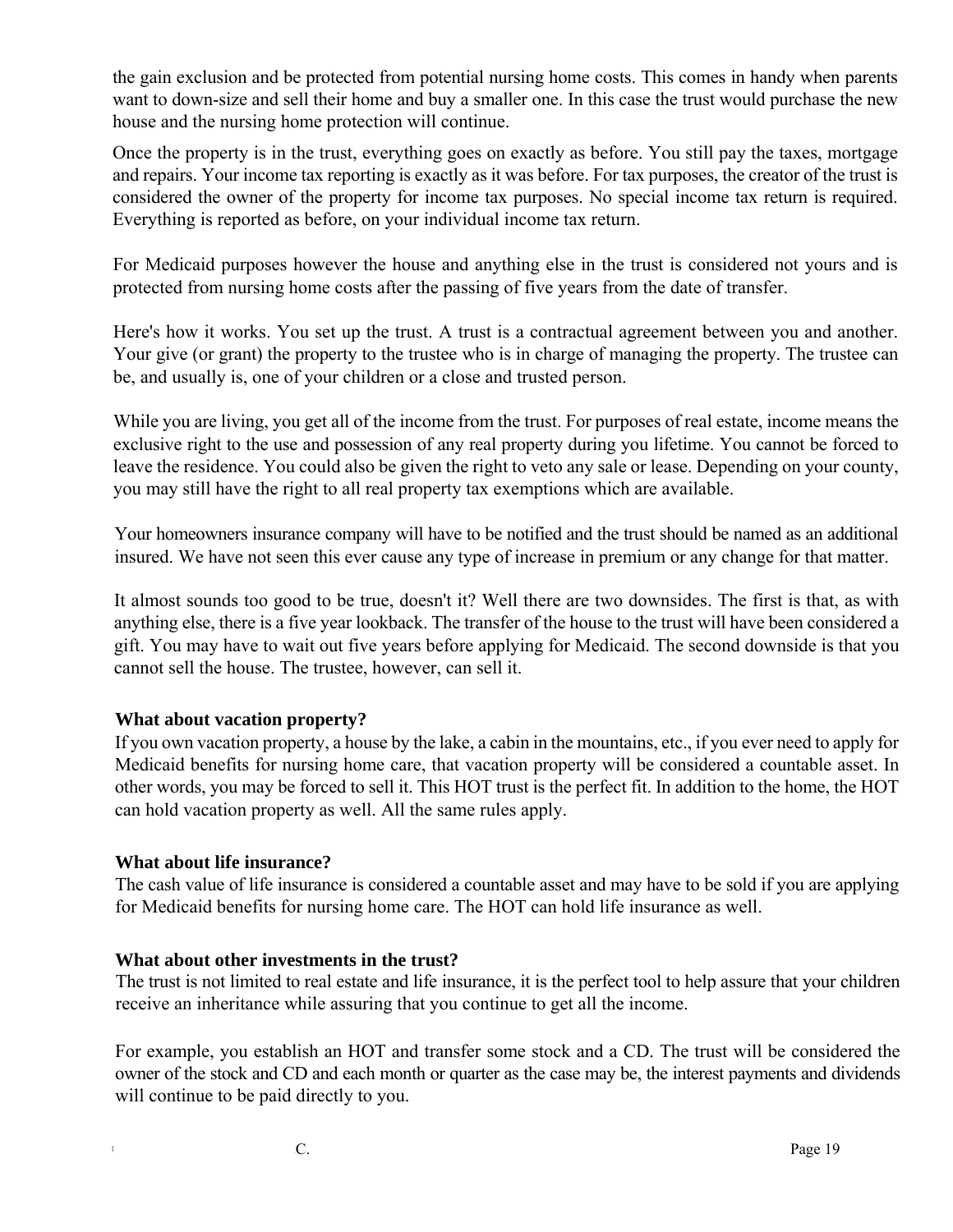the gain exclusion and be protected from potential nursing home costs. This comes in handy when parents want to down-size and sell their home and buy a smaller one. In this case the trust would purchase the new house and the nursing home protection will continue.

Once the property is in the trust, everything goes on exactly as before. You still pay the taxes, mortgage and repairs. Your income tax reporting is exactly as it was before. For tax purposes, the creator of the trust is considered the owner of the property for income tax purposes. No special income tax return is required. Everything is reported as before, on your individual income tax return.

For Medicaid purposes however the house and anything else in the trust is considered not yours and is protected from nursing home costs after the passing of five years from the date of transfer.

Here's how it works. You set up the trust. A trust is a contractual agreement between you and another. Your give (or grant) the property to the trustee who is in charge of managing the property. The trustee can be, and usually is, one of your children or a close and trusted person.

While you are living, you get all of the income from the trust. For purposes of real estate, income means the exclusive right to the use and possession of any real property during you lifetime. You cannot be forced to leave the residence. You could also be given the right to veto any sale or lease. Depending on your county, you may still have the right to all real property tax exemptions which are available.

Your homeowners insurance company will have to be notified and the trust should be named as an additional insured. We have not seen this ever cause any type of increase in premium or any change for that matter.

It almost sounds too good to be true, doesn't it? Well there are two downsides. The first is that, as with anything else, there is a five year lookback. The transfer of the house to the trust will have been considered a gift. You may have to wait out five years before applying for Medicaid. The second downside is that you cannot sell the house. The trustee, however, can sell it.

**What about vacation property?**

If you own vacation property, a house by the lake, a cabin in the mountains, etc., if you ever need to apply for Medicaid benefits for nursing home care, that vacation property will be considered a countable asset. In other words, you may be forced to sell it. This HOT trust is the perfect fit. In addition to the home, the HOT can hold vacation property as well. All the same rules apply.

**What about life insurance?**

The cash value of life insurance is considered a countable asset and may have to be sold if you are applying for Medicaid benefits for nursing home care. The HOT can hold life insurance as well.

**What about other investments in the trust?**

The trust is not limited to real estate and life insurance, it is the perfect tool to help assure that your children receive an inheritance while assuring that you continue to get all the income.

For example, you establish an HOT and transfer some stock and a CD. The trust will be considered the owner of the stock and CD and each month or quarter as the case may be, the interest payments and dividends will continue to be paid directly to you.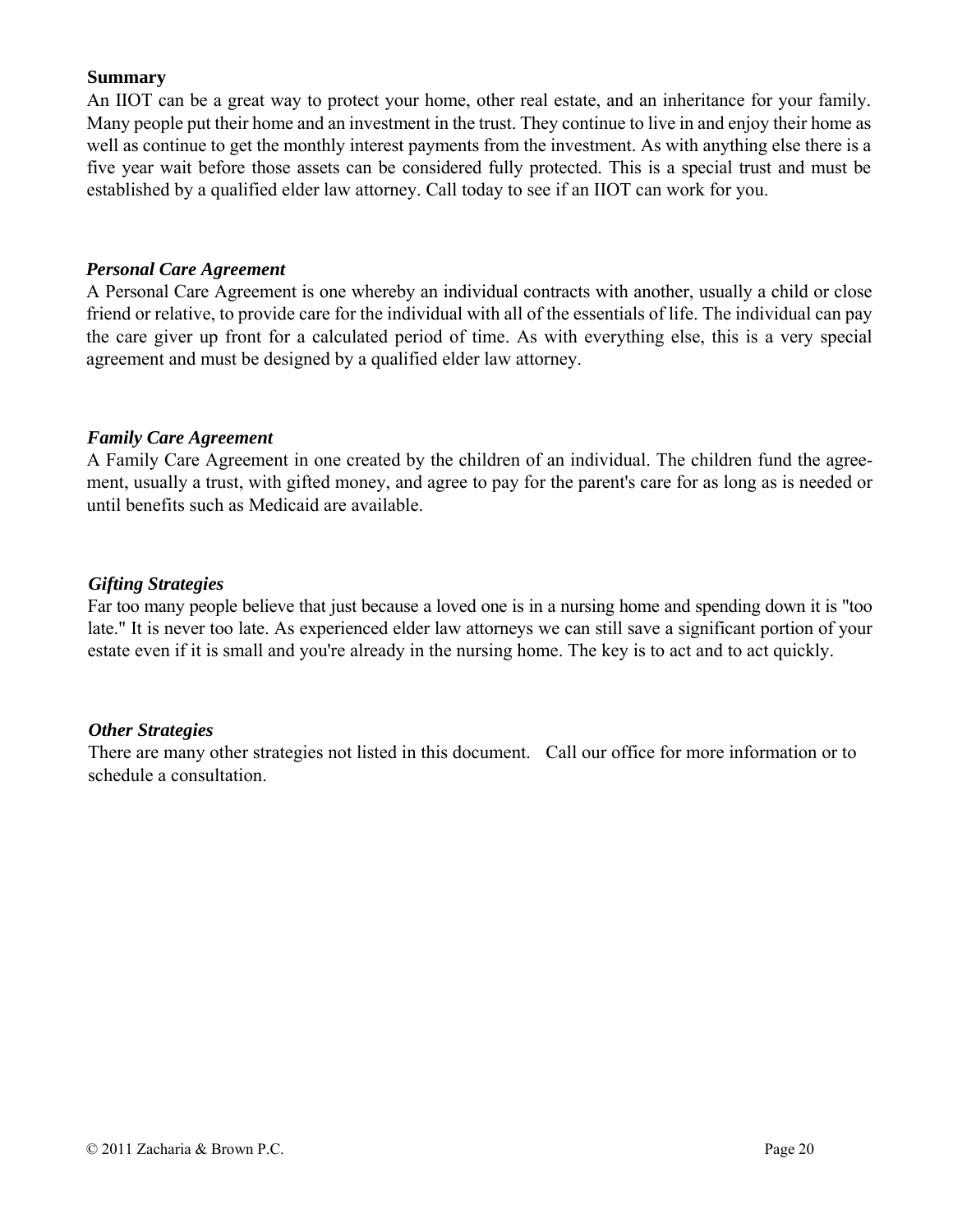**Summary**

An IIOT can be a great way to protect your home, other real estate, and an inheritance for your family. Many people put their home and an investment in the trust. They continue to live in and enjoy their home as well as continue to get the monthly interest payments from the investment. As with anything else there is a five year wait before those assets can be considered fully protected. This is a special trust and must be established by a qualified elder law attorney. Call today to see if an IIOT can work for you.

***Personal Care Agreement***

A Personal Care Agreement is one whereby an individual contracts with another, usually a child or close friend or relative, to provide care for the individual with all of the essentials of life. The individual can pay the care giver up front for a calculated period of time. As with everything else, this is a very special agreement and must be designed by a qualified elder law attorney.

***Family Care Agreement***

A Family Care Agreement in one created by the children of an individual. The children fund the agreement, usually a trust, with gifted money, and agree to pay for the parent's care for as long as is needed or until benefits such as Medicaid are available.

***Gifting Strategies***

Far too many people believe that just because a loved one is in a nursing home and spending down it is "too late." It is never too late. As experienced elder law attorneys we can still save a significant portion of your estate even if it is small and you're already in the nursing home. The key is to act and to act quickly.

***Other Strategies***

There are many other strategies not listed in this document. Call our office for more information or to schedule a consultation.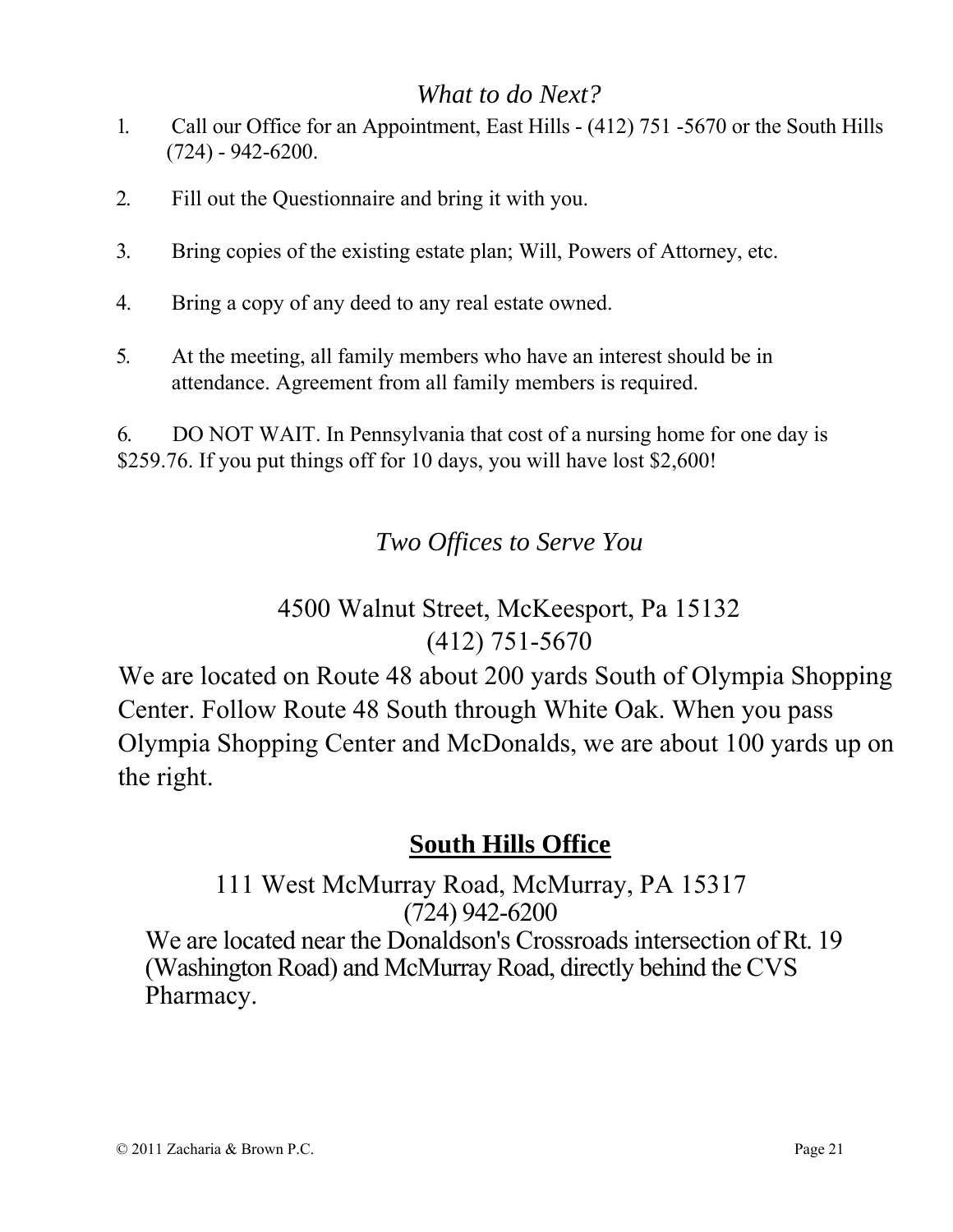## *What to do Next?*

1. Call our Office for an Appointment, East Hills - (412) 751 -5670 or the South Hills (724) - 942-6200.

2. Fill out the Questionnaire and bring it with you.

3. Bring copies of the existing estate plan; Will, Powers of Attorney, etc.

4. Bring a copy of any deed to any real estate owned.

5. At the meeting, all family members who have an interest should be in attendance. Agreement from all family members is required.

6. DO NOT WAIT. In Pennsylvania that cost of a nursing home for one day is $259.76. If you put things off for 10 days, you will have lost $2,600!

## *Two Offices to Serve You*

4500 Walnut Street, McKeesport, Pa 15132
(412) 751-5670

We are located on Route 48 about 200 yards South of Olympia Shopping Center. Follow Route 48 South through White Oak. When you pass Olympia Shopping Center and McDonalds, we are about 100 yards up on the right.

## **South Hills Office**

111 West McMurray Road, McMurray, PA 15317
(724) 942-6200

We are located near the Donaldson's Crossroads intersection of Rt. 19 (Washington Road) and McMurray Road, directly behind the CVS Pharmacy.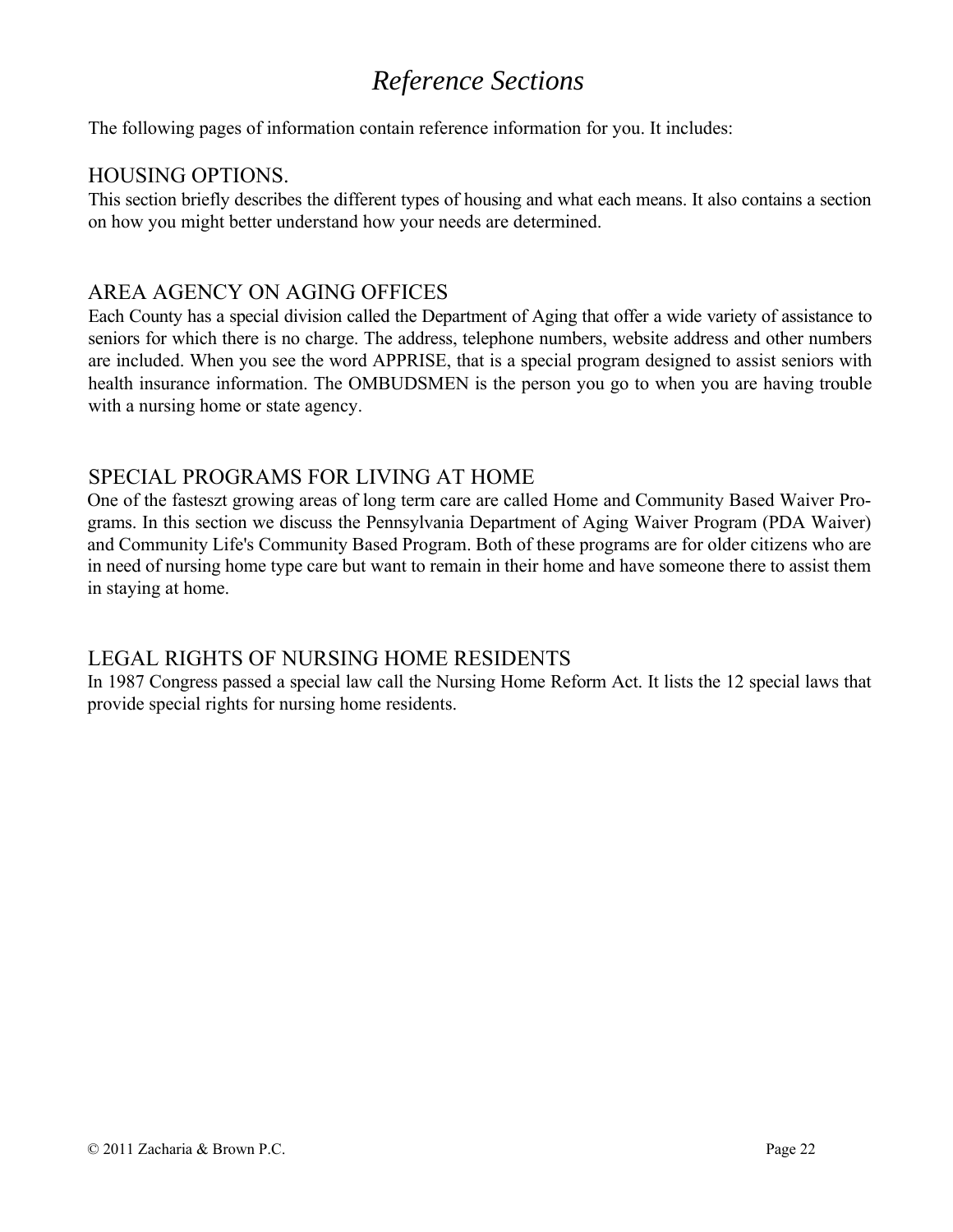# *Reference Sections*

The following pages of information contain reference information for you. It includes:

## HOUSING OPTIONS.

This section briefly describes the different types of housing and what each means. It also contains a section on how you might better understand how your needs are determined.

## AREA AGENCY ON AGING OFFICES

Each County has a special division called the Department of Aging that offer a wide variety of assistance to seniors for which there is no charge. The address, telephone numbers, website address and other numbers are included. When you see the word APPRISE, that is a special program designed to assist seniors with health insurance information. The OMBUDSMEN is the person you go to when you are having trouble with a nursing home or state agency.

## SPECIAL PROGRAMS FOR LIVING AT HOME

One of the fasteszt growing areas of long term care are called Home and Community Based Waiver Programs. In this section we discuss the Pennsylvania Department of Aging Waiver Program (PDA Waiver) and Community Life's Community Based Program. Both of these programs are for older citizens who are in need of nursing home type care but want to remain in their home and have someone there to assist them in staying at home.

## LEGAL RIGHTS OF NURSING HOME RESIDENTS

In 1987 Congress passed a special law call the Nursing Home Reform Act. It lists the 12 special laws that provide special rights for nursing home residents.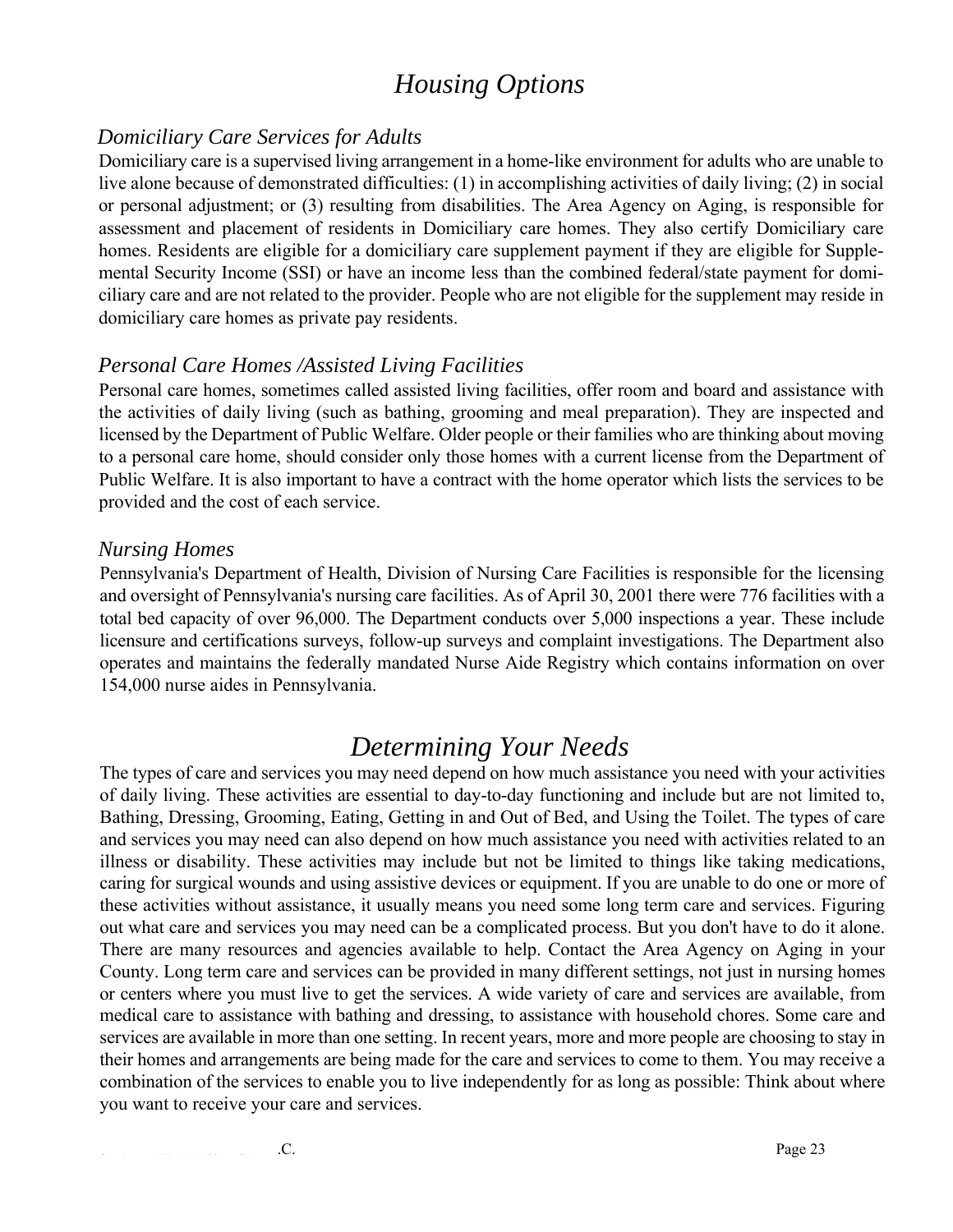# Housing Options

## *Domiciliary Care Services for Adults*

Domiciliary care is a supervised living arrangement in a home-like environment for adults who are unable to live alone because of demonstrated difficulties: (1) in accomplishing activities of daily living; (2) in social or personal adjustment; or (3) resulting from disabilities. The Area Agency on Aging, is responsible for assessment and placement of residents in Domiciliary care homes. They also certify Domiciliary care homes. Residents are eligible for a domiciliary care supplement payment if they are eligible for Supplemental Security Income (SSI) or have an income less than the combined federal/state payment for domiciliary care and are not related to the provider. People who are not eligible for the supplement may reside in domiciliary care homes as private pay residents.

## *Personal Care Homes /Assisted Living Facilities*

Personal care homes, sometimes called assisted living facilities, offer room and board and assistance with the activities of daily living (such as bathing, grooming and meal preparation). They are inspected and licensed by the Department of Public Welfare. Older people or their families who are thinking about moving to a personal care home, should consider only those homes with a current license from the Department of Public Welfare. It is also important to have a contract with the home operator which lists the services to be provided and the cost of each service.

## *Nursing Homes*

Pennsylvania's Department of Health, Division of Nursing Care Facilities is responsible for the licensing and oversight of Pennsylvania's nursing care facilities. As of April 30, 2001 there were 776 facilities with a total bed capacity of over 96,000. The Department conducts over 5,000 inspections a year. These include licensure and certifications surveys, follow-up surveys and complaint investigations. The Department also operates and maintains the federally mandated Nurse Aide Registry which contains information on over 154,000 nurse aides in Pennsylvania.

# Determining Your Needs

The types of care and services you may need depend on how much assistance you need with your activities of daily living. These activities are essential to day-to-day functioning and include but are not limited to, Bathing, Dressing, Grooming, Eating, Getting in and Out of Bed, and Using the Toilet. The types of care and services you may need can also depend on how much assistance you need with activities related to an illness or disability. These activities may include but not be limited to things like taking medications, caring for surgical wounds and using assistive devices or equipment. If you are unable to do one or more of these activities without assistance, it usually means you need some long term care and services. Figuring out what care and services you may need can be a complicated process. But you don't have to do it alone. There are many resources and agencies available to help. Contact the Area Agency on Aging in your County. Long term care and services can be provided in many different settings, not just in nursing homes or centers where you must live to get the services. A wide variety of care and services are available, from medical care to assistance with bathing and dressing, to assistance with household chores. Some care and services are available in more than one setting. In recent years, more and more people are choosing to stay in their homes and arrangements are being made for the care and services to come to them. You may receive a combination of the services to enable you to live independently for as long as possible: Think about where you want to receive your care and services.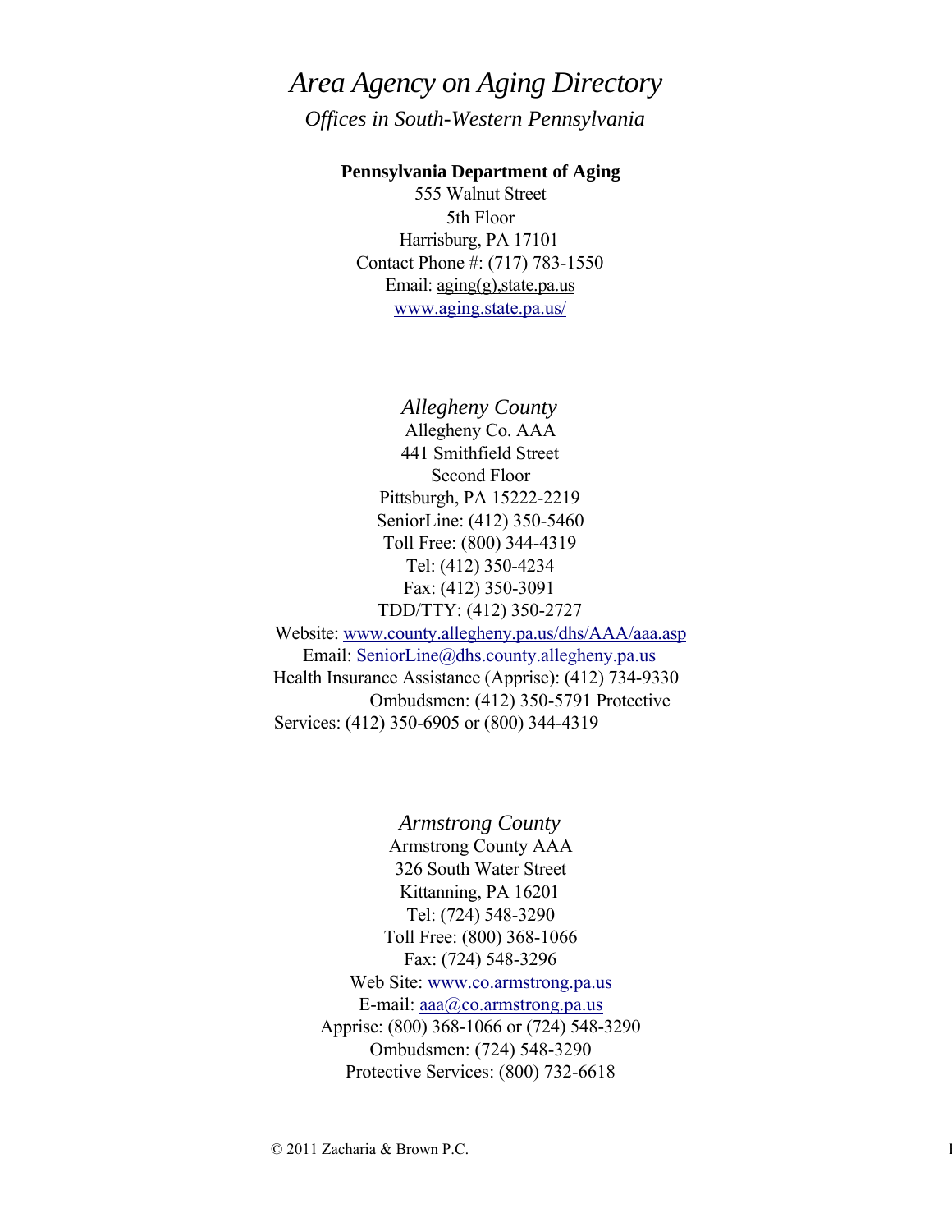# *Area Agency on Aging Directory*

*Offices in South-Western Pennsylvania*

**Pennsylvania Department of Aging**
555 Walnut Street
5th Floor
Harrisburg, PA 17101
Contact Phone #: (717) 783-1550
Email: aging(g),state.pa.us
www.aging.state.pa.us/

## *Allegheny County*

Allegheny Co. AAA
441 Smithfield Street
Second Floor
Pittsburgh, PA 15222-2219
SeniorLine: (412) 350-5460
Toll Free: (800) 344-4319
Tel: (412) 350-4234
Fax: (412) 350-3091
TDD/TTY: (412) 350-2727
Website: www.county.allegheny.pa.us/dhs/AAA/aaa.asp
Email: SeniorLine@dhs.county.allegheny.pa.us
Health Insurance Assistance (Apprise): (412) 734-9330
Ombudsmen: (412) 350-5791 Protective Services: (412) 350-6905 or (800) 344-4319

## *Armstrong County*

Armstrong County AAA
326 South Water Street
Kittanning, PA 16201
Tel: (724) 548-3290
Toll Free: (800) 368-1066
Fax: (724) 548-3296
Web Site: www.co.armstrong.pa.us
E-mail: aaa@co.armstrong.pa.us
Apprise: (800) 368-1066 or (724) 548-3290
Ombudsmen: (724) 548-3290
Protective Services: (800) 732-6618

© 2011 Zacharia & Brown P.C.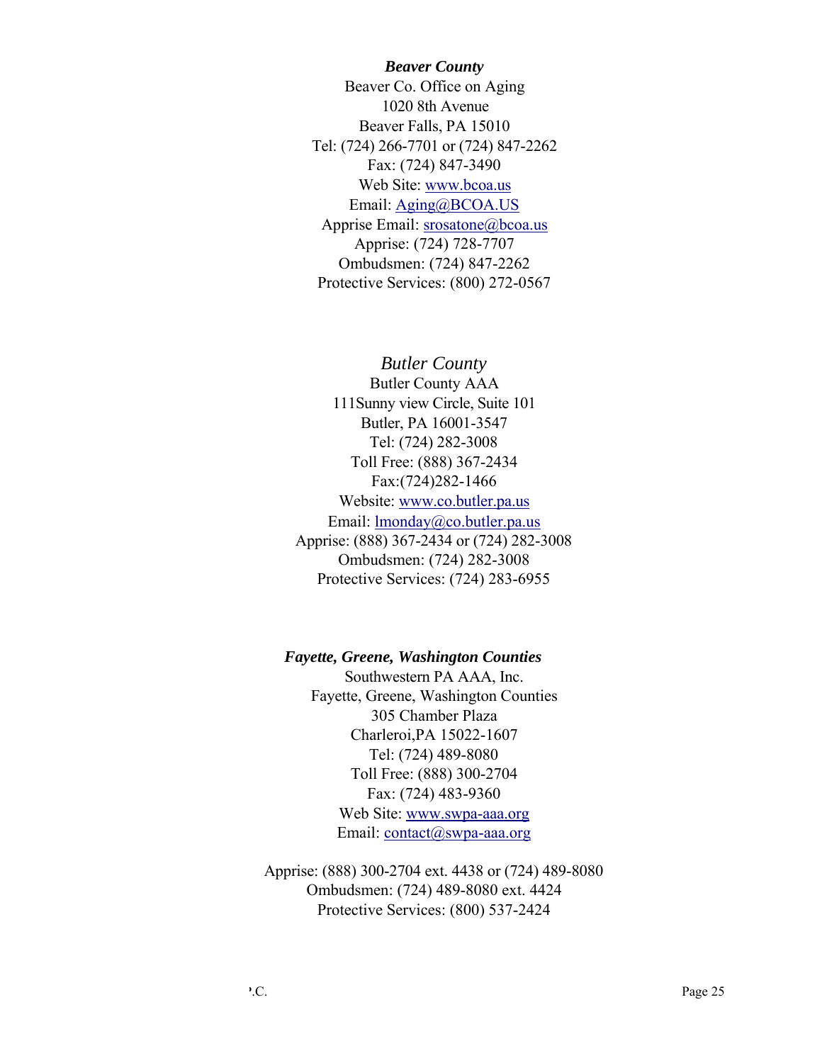***Beaver County***

Beaver Co. Office on Aging
1020 8th Avenue
Beaver Falls, PA 15010
Tel: (724) 266-7701 or (724) 847-2262
Fax: (724) 847-3490
Web Site: www.bcoa.us
Email: Aging@BCOA.US
Apprise Email: srosatone@bcoa.us
Apprise: (724) 728-7707
Ombudsmen: (724) 847-2262
Protective Services: (800) 272-0567

*Butler County*

Butler County AAA
111Sunny view Circle, Suite 101
Butler, PA 16001-3547
Tel: (724) 282-3008
Toll Free: (888) 367-2434
Fax:(724)282-1466
Website: www.co.butler.pa.us
Email: lmonday@co.butler.pa.us
Apprise: (888) 367-2434 or (724) 282-3008
Ombudsmen: (724) 282-3008
Protective Services: (724) 283-6955

***Fayette, Greene, Washington Counties***

Southwestern PA AAA, Inc.
Fayette, Greene, Washington Counties
305 Chamber Plaza
Charleroi,PA 15022-1607
Tel: (724) 489-8080
Toll Free: (888) 300-2704
Fax: (724) 483-9360
Web Site: www.swpa-aaa.org
Email: contact@swpa-aaa.org

Apprise: (888) 300-2704 ext. 4438 or (724) 489-8080
Ombudsmen: (724) 489-8080 ext. 4424
Protective Services: (800) 537-2424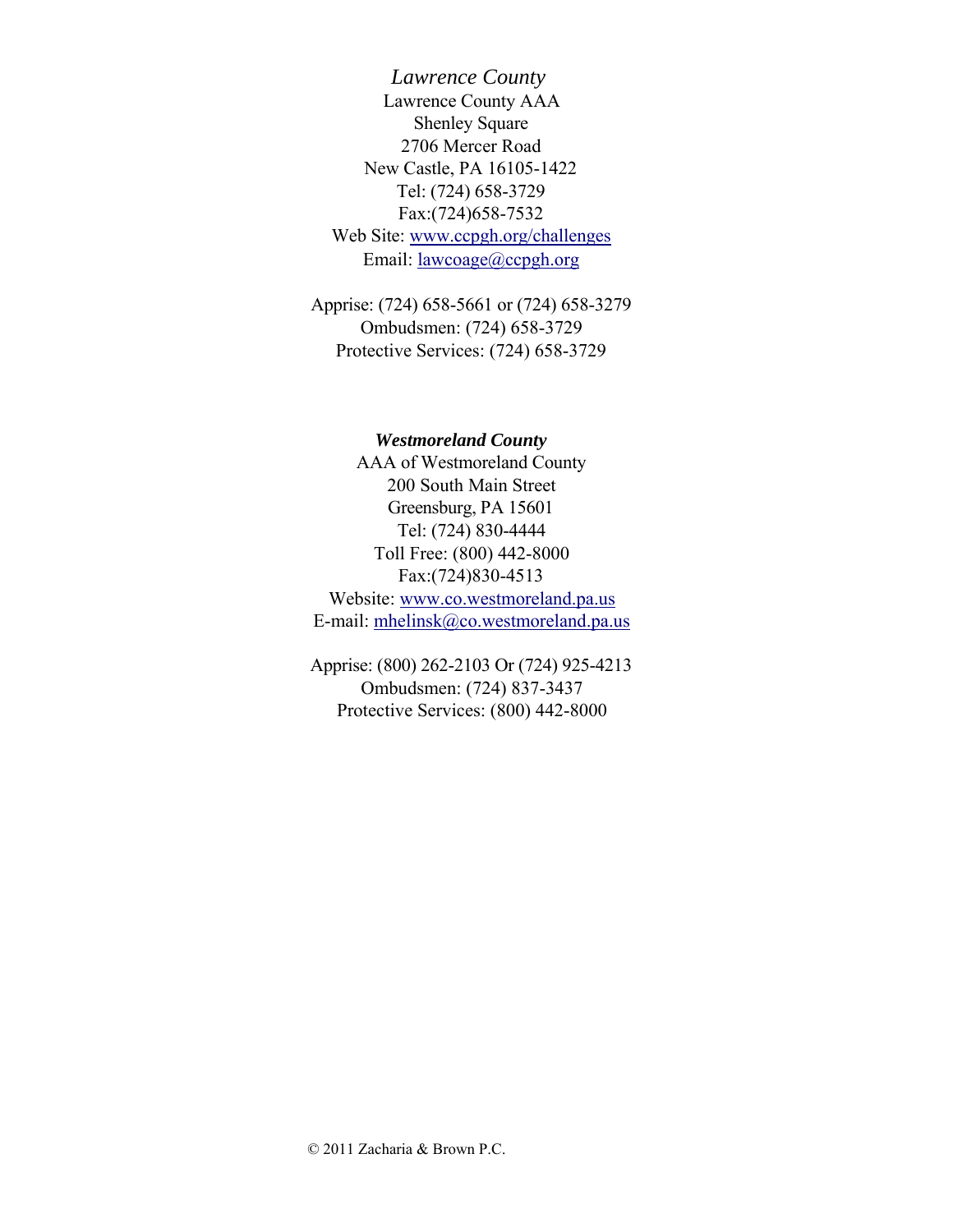*Lawrence County*

Lawrence County AAA
Shenley Square
2706 Mercer Road
New Castle, PA 16105-1422
Tel: (724) 658-3729
Fax:(724)658-7532
Web Site: www.ccpgh.org/challenges
Email: lawcoage@ccpgh.org

Apprise: (724) 658-5661 or (724) 658-3279
Ombudsmen: (724) 658-3729
Protective Services: (724) 658-3729

***Westmoreland County***

AAA of Westmoreland County
200 South Main Street
Greensburg, PA 15601
Tel: (724) 830-4444
Toll Free: (800) 442-8000
Fax:(724)830-4513
Website: www.co.westmoreland.pa.us
E-mail: mhelinsk@co.westmoreland.pa.us

Apprise: (800) 262-2103 Or (724) 925-4213
Ombudsmen: (724) 837-3437
Protective Services: (800) 442-8000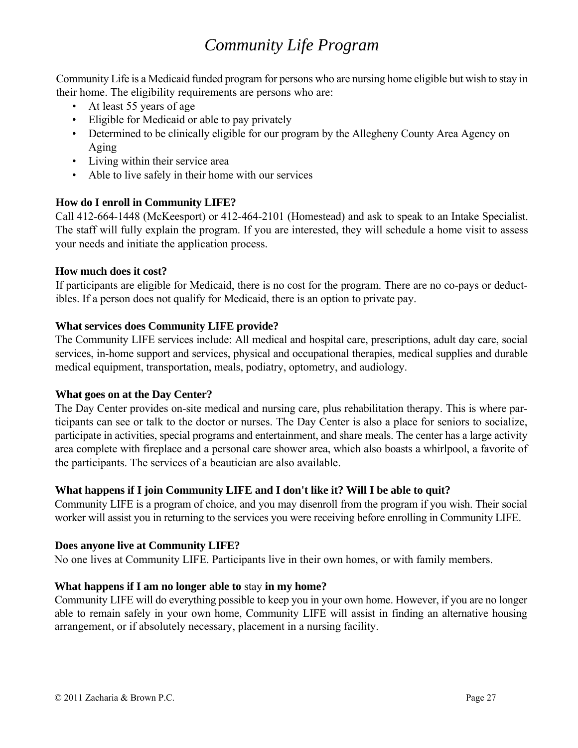# *Community Life Program*

Community Life is a Medicaid funded program for persons who are nursing home eligible but wish to stay in their home. The eligibility requirements are persons who are:

- At least 55 years of age
- Eligible for Medicaid or able to pay privately
- Determined to be clinically eligible for our program by the Allegheny County Area Agency on Aging
- Living within their service area
- Able to live safely in their home with our services

**How do I enroll in Community LIFE?**

Call 412-664-1448 (McKeesport) or 412-464-2101 (Homestead) and ask to speak to an Intake Specialist. The staff will fully explain the program. If you are interested, they will schedule a home visit to assess your needs and initiate the application process.

**How much does it cost?**

If participants are eligible for Medicaid, there is no cost for the program. There are no co-pays or deductibles. If a person does not qualify for Medicaid, there is an option to private pay.

**What services does Community LIFE provide?**

The Community LIFE services include: All medical and hospital care, prescriptions, adult day care, social services, in-home support and services, physical and occupational therapies, medical supplies and durable medical equipment, transportation, meals, podiatry, optometry, and audiology.

**What goes on at the Day Center?**

The Day Center provides on-site medical and nursing care, plus rehabilitation therapy. This is where participants can see or talk to the doctor or nurses. The Day Center is also a place for seniors to socialize, participate in activities, special programs and entertainment, and share meals. The center has a large activity area complete with fireplace and a personal care shower area, which also boasts a whirlpool, a favorite of the participants. The services of a beautician are also available.

**What happens if I join Community LIFE and I don't like it? Will I be able to quit?**

Community LIFE is a program of choice, and you may disenroll from the program if you wish. Their social worker will assist you in returning to the services you were receiving before enrolling in Community LIFE.

**Does anyone live at Community LIFE?**

No one lives at Community LIFE. Participants live in their own homes, or with family members.

**What happens if I am no longer able to** stay **in my home?**

Community LIFE will do everything possible to keep you in your own home. However, if you are no longer able to remain safely in your own home, Community LIFE will assist in finding an alternative housing arrangement, or if absolutely necessary, placement in a nursing facility.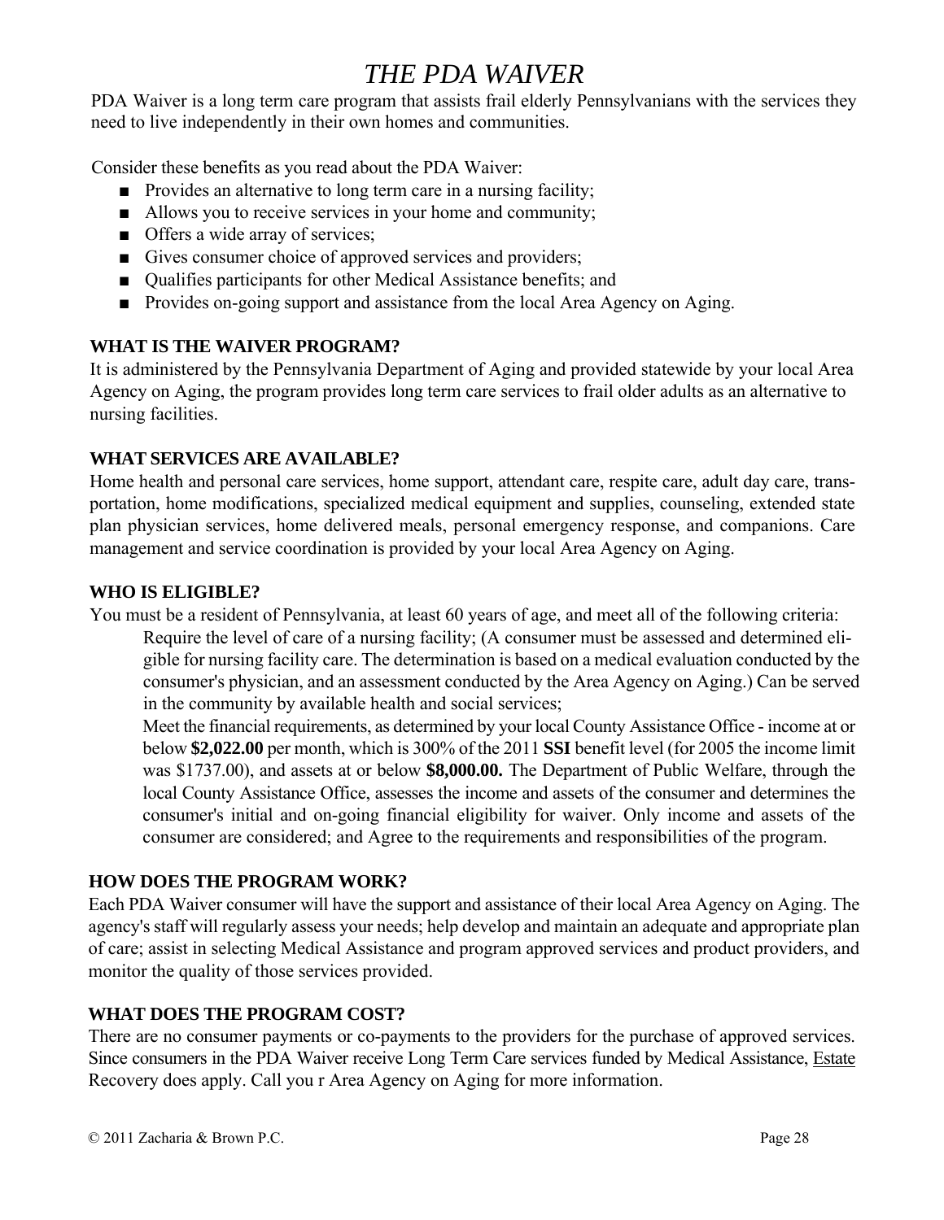# *THE PDA WAIVER*

PDA Waiver is a long term care program that assists frail elderly Pennsylvanians with the services they need to live independently in their own homes and communities.

Consider these benefits as you read about the PDA Waiver:

- Provides an alternative to long term care in a nursing facility;
- Allows you to receive services in your home and community;
- Offers a wide array of services;
- Gives consumer choice of approved services and providers;
- Qualifies participants for other Medical Assistance benefits; and
- Provides on-going support and assistance from the local Area Agency on Aging.

### WHAT IS THE WAIVER PROGRAM?

It is administered by the Pennsylvania Department of Aging and provided statewide by your local Area Agency on Aging, the program provides long term care services to frail older adults as an alternative to nursing facilities.

### WHAT SERVICES ARE AVAILABLE?

Home health and personal care services, home support, attendant care, respite care, adult day care, transportation, home modifications, specialized medical equipment and supplies, counseling, extended state plan physician services, home delivered meals, personal emergency response, and companions. Care management and service coordination is provided by your local Area Agency on Aging.

### WHO IS ELIGIBLE?

You must be a resident of Pennsylvania, at least 60 years of age, and meet all of the following criteria:

Require the level of care of a nursing facility; (A consumer must be assessed and determined eligible for nursing facility care. The determination is based on a medical evaluation conducted by the consumer's physician, and an assessment conducted by the Area Agency on Aging.) Can be served in the community by available health and social services;

Meet the financial requirements, as determined by your local County Assistance Office - income at or below **$2,022.00** per month, which is 300% of the 2011 **SSI** benefit level (for 2005 the income limit was $1737.00), and assets at or below **$8,000.00.** The Department of Public Welfare, through the local County Assistance Office, assesses the income and assets of the consumer and determines the consumer's initial and on-going financial eligibility for waiver. Only income and assets of the consumer are considered; and Agree to the requirements and responsibilities of the program.

### HOW DOES THE PROGRAM WORK?

Each PDA Waiver consumer will have the support and assistance of their local Area Agency on Aging. The agency's staff will regularly assess your needs; help develop and maintain an adequate and appropriate plan of care; assist in selecting Medical Assistance and program approved services and product providers, and monitor the quality of those services provided.

### WHAT DOES THE PROGRAM COST?

There are no consumer payments or co-payments to the providers for the purchase of approved services. Since consumers in the PDA Waiver receive Long Term Care services funded by Medical Assistance, Estate Recovery does apply. Call you r Area Agency on Aging for more information.

© 2011 Zacharia & Brown P.C.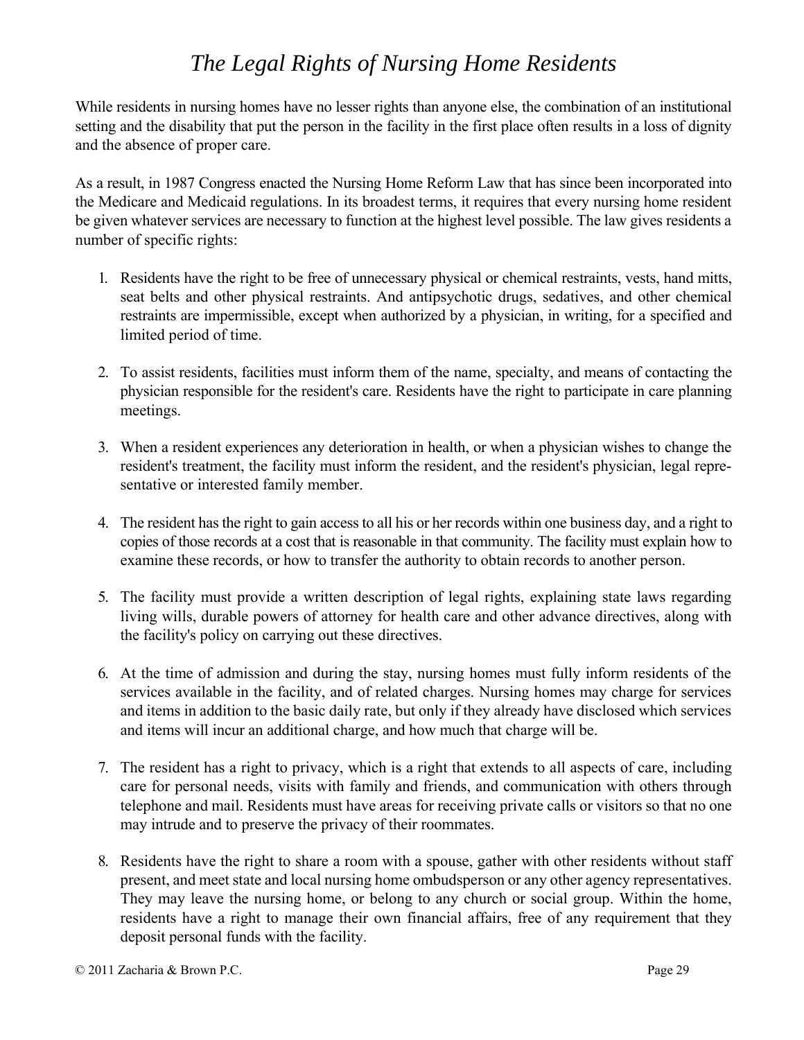# *The Legal Rights of Nursing Home Residents*

While residents in nursing homes have no lesser rights than anyone else, the combination of an institutional setting and the disability that put the person in the facility in the first place often results in a loss of dignity and the absence of proper care.

As a result, in 1987 Congress enacted the Nursing Home Reform Law that has since been incorporated into the Medicare and Medicaid regulations. In its broadest terms, it requires that every nursing home resident be given whatever services are necessary to function at the highest level possible. The law gives residents a number of specific rights:

1. Residents have the right to be free of unnecessary physical or chemical restraints, vests, hand mitts, seat belts and other physical restraints. And antipsychotic drugs, sedatives, and other chemical restraints are impermissible, except when authorized by a physician, in writing, for a specified and limited period of time.

2. To assist residents, facilities must inform them of the name, specialty, and means of contacting the physician responsible for the resident's care. Residents have the right to participate in care planning meetings.

3. When a resident experiences any deterioration in health, or when a physician wishes to change the resident's treatment, the facility must inform the resident, and the resident's physician, legal representative or interested family member.

4. The resident has the right to gain access to all his or her records within one business day, and a right to copies of those records at a cost that is reasonable in that community. The facility must explain how to examine these records, or how to transfer the authority to obtain records to another person.

5. The facility must provide a written description of legal rights, explaining state laws regarding living wills, durable powers of attorney for health care and other advance directives, along with the facility's policy on carrying out these directives.

6. At the time of admission and during the stay, nursing homes must fully inform residents of the services available in the facility, and of related charges. Nursing homes may charge for services and items in addition to the basic daily rate, but only if they already have disclosed which services and items will incur an additional charge, and how much that charge will be.

7. The resident has a right to privacy, which is a right that extends to all aspects of care, including care for personal needs, visits with family and friends, and communication with others through telephone and mail. Residents must have areas for receiving private calls or visitors so that no one may intrude and to preserve the privacy of their roommates.

8. Residents have the right to share a room with a spouse, gather with other residents without staff present, and meet state and local nursing home ombudsperson or any other agency representatives. They may leave the nursing home, or belong to any church or social group. Within the home, residents have a right to manage their own financial affairs, free of any requirement that they deposit personal funds with the facility.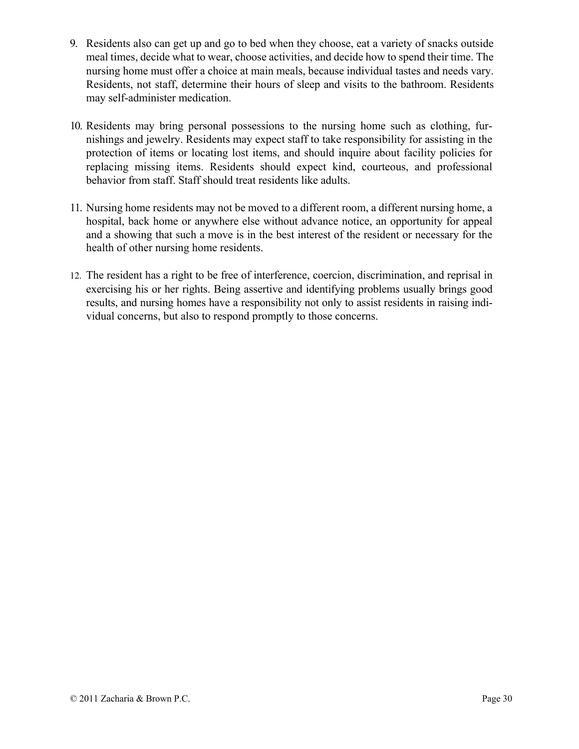9. Residents also can get up and go to bed when they choose, eat a variety of snacks outside meal times, decide what to wear, choose activities, and decide how to spend their time. The nursing home must offer a choice at main meals, because individual tastes and needs vary. Residents, not staff, determine their hours of sleep and visits to the bathroom. Residents may self-administer medication.

10. Residents may bring personal possessions to the nursing home such as clothing, furnishings and jewelry. Residents may expect staff to take responsibility for assisting in the protection of items or locating lost items, and should inquire about facility policies for replacing missing items. Residents should expect kind, courteous, and professional behavior from staff. Staff should treat residents like adults.

11. Nursing home residents may not be moved to a different room, a different nursing home, a hospital, back home or anywhere else without advance notice, an opportunity for appeal and a showing that such a move is in the best interest of the resident or necessary for the health of other nursing home residents.

12. The resident has a right to be free of interference, coercion, discrimination, and reprisal in exercising his or her rights. Being assertive and identifying problems usually brings good results, and nursing homes have a responsibility not only to assist residents in raising individual concerns, but also to respond promptly to those concerns.

© 2011 Zacharia & Brown P.C.